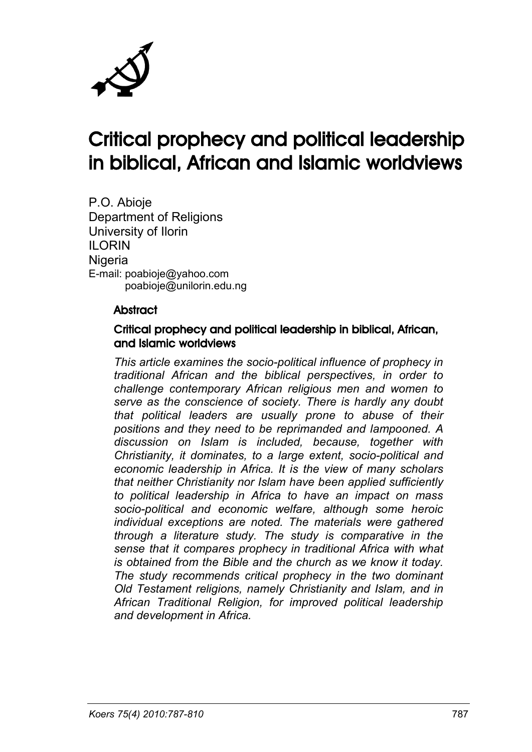# Critical prophecy and political leadership in biblical, African and Islamic worldviews

P.O. Abioje
Department of Religions
University of Ilorin
ILORIN
Nigeria
E-mail: poabioje@yahoo.com
poabioje@unilorin.edu.ng

## Abstract

### Critical prophecy and political leadership in biblical, African, and Islamic worldviews

*This article examines the socio-political influence of prophecy in traditional African and the biblical perspectives, in order to challenge contemporary African religious men and women to serve as the conscience of society. There is hardly any doubt that political leaders are usually prone to abuse of their positions and they need to be reprimanded and lampooned. A discussion on Islam is included, because, together with Christianity, it dominates, to a large extent, socio-political and economic leadership in Africa. It is the view of many scholars that neither Christianity nor Islam have been applied sufficiently to political leadership in Africa to have an impact on mass socio-political and economic welfare, although some heroic individual exceptions are noted. The materials were gathered through a literature study. The study is comparative in the sense that it compares prophecy in traditional Africa with what is obtained from the Bible and the church as we know it today. The study recommends critical prophecy in the two dominant Old Testament religions, namely Christianity and Islam, and in African Traditional Religion, for improved political leadership and development in Africa.*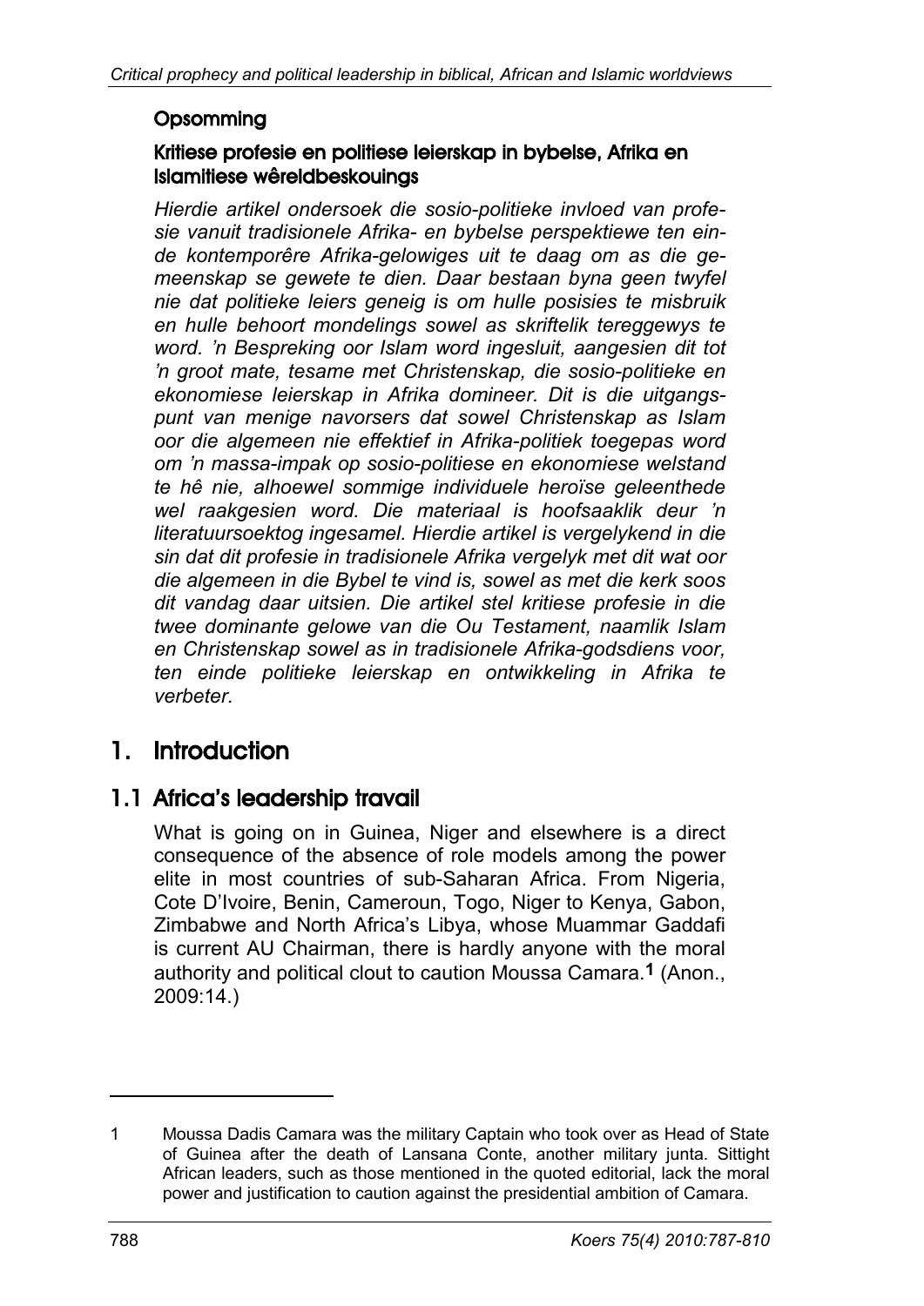## Opsomming

### Kritiese profesie en politiese leierskap in bybelse, Afrika en Islamitiese wêreldbeskouings

*Hierdie artikel ondersoek die sosio-politieke invloed van profesie vanuit tradisionele Afrika- en bybelse perspektiewe ten einde kontemporêre Afrika-gelowiges uit te daag om as die gemeenskap se gewete te dien. Daar bestaan byna geen twyfel nie dat politieke leiers geneig is om hulle posisies te misbruik en hulle behoort mondelings sowel as skriftelik tereggewys te word. 'n Bespreking oor Islam word ingesluit, aangesien dit tot 'n groot mate, tesame met Christenskap, die sosio-politieke en ekonomiese leierskap in Afrika domineer. Dit is die uitgangspunt van menige navorsers dat sowel Christenskap as Islam oor die algemeen nie effektief in Afrika-politiek toegepas word om 'n massa-impak op sosio-politiese en ekonomiese welstand te hê nie, alhoewel sommige individuele heroïse geleenthede wel raakgesien word. Die materiaal is hoofsaaklik deur 'n literatuursoektog ingesamel. Hierdie artikel is vergelykend in die sin dat dit profesie in tradisionele Afrika vergelyk met dit wat oor die algemeen in die Bybel te vind is, sowel as met die kerk soos dit vandag daar uitsien. Die artikel stel kritiese profesie in die twee dominante gelowe van die Ou Testament, naamlik Islam en Christenskap sowel as in tradisionele Afrika-godsdiens voor, ten einde politieke leierskap en ontwikkeling in Afrika te verbeter.*

# 1. Introduction

## 1.1 Africa's leadership travail

What is going on in Guinea, Niger and elsewhere is a direct consequence of the absence of role models among the power elite in most countries of sub-Saharan Africa. From Nigeria, Cote D'Ivoire, Benin, Cameroun, Togo, Niger to Kenya, Gabon, Zimbabwe and North Africa's Libya, whose Muammar Gaddafi is current AU Chairman, there is hardly anyone with the moral authority and political clout to caution Moussa Camara.[1] (Anon., 2009:14.)

---

1 Moussa Dadis Camara was the military Captain who took over as Head of State of Guinea after the death of Lansana Conte, another military junta. Sittight African leaders, such as those mentioned in the quoted editorial, lack the moral power and justification to caution against the presidential ambition of Camara.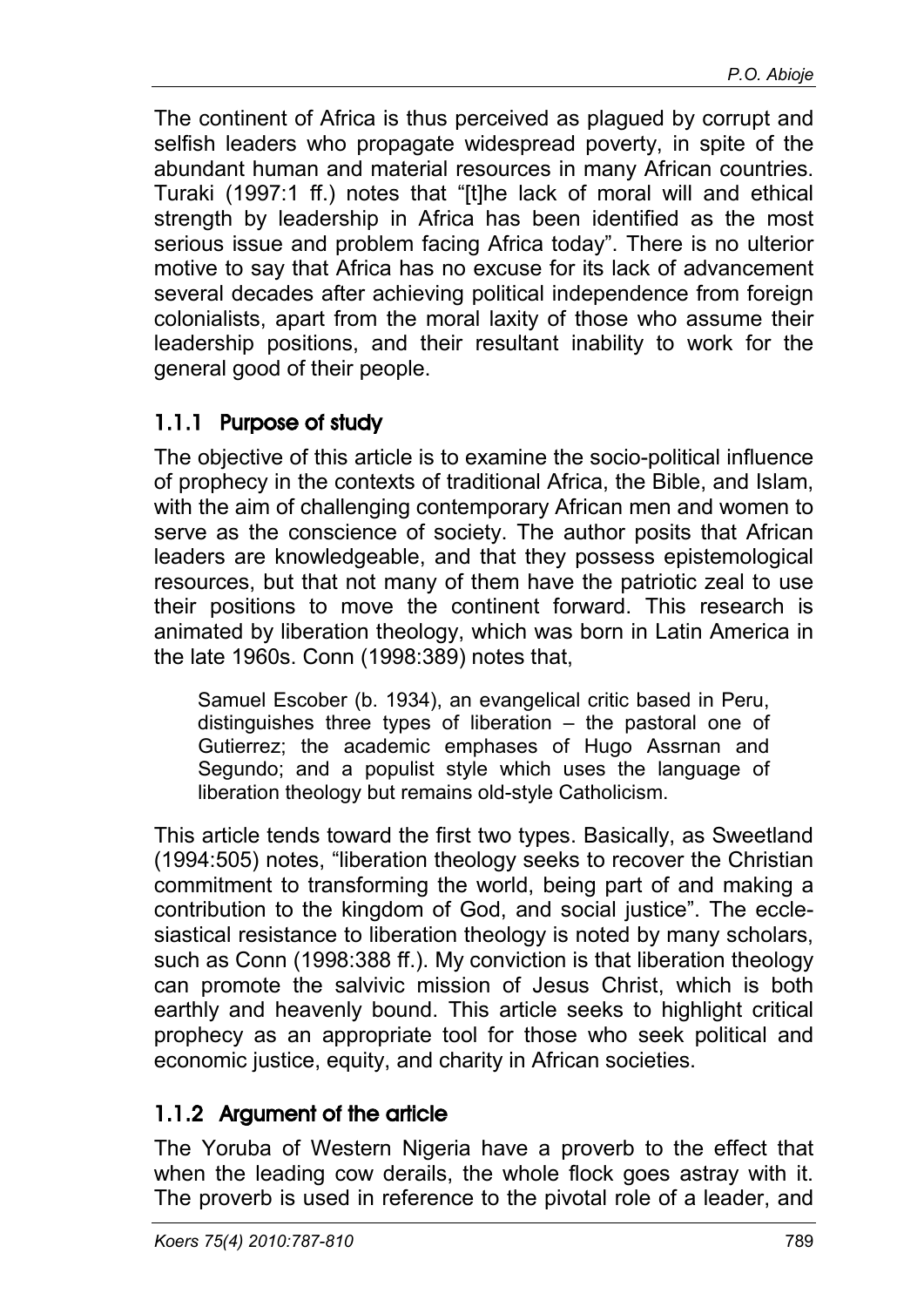The continent of Africa is thus perceived as plagued by corrupt and selfish leaders who propagate widespread poverty, in spite of the abundant human and material resources in many African countries. Turaki (1997:1 ff.) notes that "[t]he lack of moral will and ethical strength by leadership in Africa has been identified as the most serious issue and problem facing Africa today". There is no ulterior motive to say that Africa has no excuse for its lack of advancement several decades after achieving political independence from foreign colonialists, apart from the moral laxity of those who assume their leadership positions, and their resultant inability to work for the general good of their people.

### 1.1.1 Purpose of study

The objective of this article is to examine the socio-political influence of prophecy in the contexts of traditional Africa, the Bible, and Islam, with the aim of challenging contemporary African men and women to serve as the conscience of society. The author posits that African leaders are knowledgeable, and that they possess epistemological resources, but that not many of them have the patriotic zeal to use their positions to move the continent forward. This research is animated by liberation theology, which was born in Latin America in the late 1960s. Conn (1998:389) notes that,

> Samuel Escober (b. 1934), an evangelical critic based in Peru, distinguishes three types of liberation – the pastoral one of Gutierrez; the academic emphases of Hugo Assrnan and Segundo; and a populist style which uses the language of liberation theology but remains old-style Catholicism.

This article tends toward the first two types. Basically, as Sweetland (1994:505) notes, "liberation theology seeks to recover the Christian commitment to transforming the world, being part of and making a contribution to the kingdom of God, and social justice". The ecclesiastical resistance to liberation theology is noted by many scholars, such as Conn (1998:388 ff.). My conviction is that liberation theology can promote the salvivic mission of Jesus Christ, which is both earthly and heavenly bound. This article seeks to highlight critical prophecy as an appropriate tool for those who seek political and economic justice, equity, and charity in African societies.

### 1.1.2 Argument of the article

The Yoruba of Western Nigeria have a proverb to the effect that when the leading cow derails, the whole flock goes astray with it. The proverb is used in reference to the pivotal role of a leader, and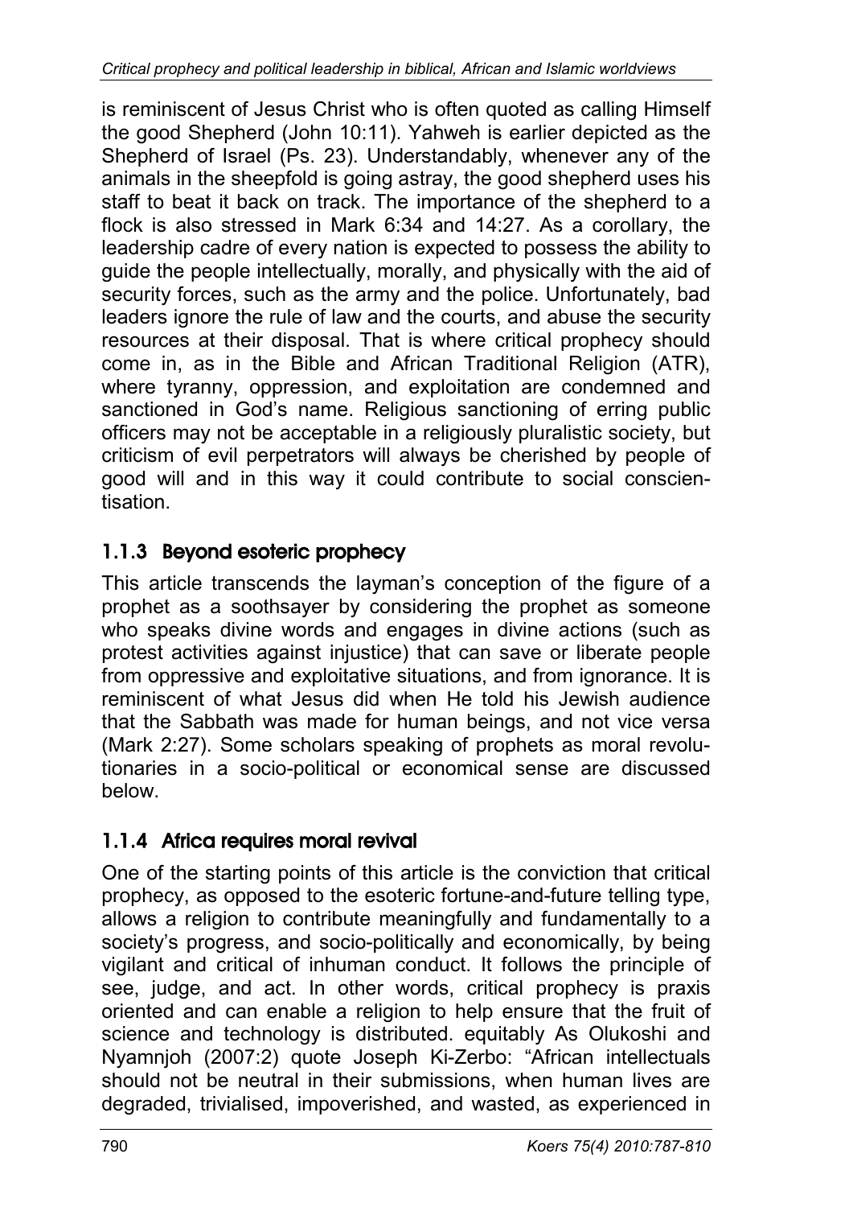is reminiscent of Jesus Christ who is often quoted as calling Himself the good Shepherd (John 10:11). Yahweh is earlier depicted as the Shepherd of Israel (Ps. 23). Understandably, whenever any of the animals in the sheepfold is going astray, the good shepherd uses his staff to beat it back on track. The importance of the shepherd to a flock is also stressed in Mark 6:34 and 14:27. As a corollary, the leadership cadre of every nation is expected to possess the ability to guide the people intellectually, morally, and physically with the aid of security forces, such as the army and the police. Unfortunately, bad leaders ignore the rule of law and the courts, and abuse the security resources at their disposal. That is where critical prophecy should come in, as in the Bible and African Traditional Religion (ATR), where tyranny, oppression, and exploitation are condemned and sanctioned in God's name. Religious sanctioning of erring public officers may not be acceptable in a religiously pluralistic society, but criticism of evil perpetrators will always be cherished by people of good will and in this way it could contribute to social conscientisation.

### 1.1.3 Beyond esoteric prophecy

This article transcends the layman's conception of the figure of a prophet as a soothsayer by considering the prophet as someone who speaks divine words and engages in divine actions (such as protest activities against injustice) that can save or liberate people from oppressive and exploitative situations, and from ignorance. It is reminiscent of what Jesus did when He told his Jewish audience that the Sabbath was made for human beings, and not vice versa (Mark 2:27). Some scholars speaking of prophets as moral revolutionaries in a socio-political or economical sense are discussed below.

### 1.1.4 Africa requires moral revival

One of the starting points of this article is the conviction that critical prophecy, as opposed to the esoteric fortune-and-future telling type, allows a religion to contribute meaningfully and fundamentally to a society's progress, and socio-politically and economically, by being vigilant and critical of inhuman conduct. It follows the principle of see, judge, and act. In other words, critical prophecy is praxis oriented and can enable a religion to help ensure that the fruit of science and technology is distributed. equitably As Olukoshi and Nyamnjoh (2007:2) quote Joseph Ki-Zerbo: "African intellectuals should not be neutral in their submissions, when human lives are degraded, trivialised, impoverished, and wasted, as experienced in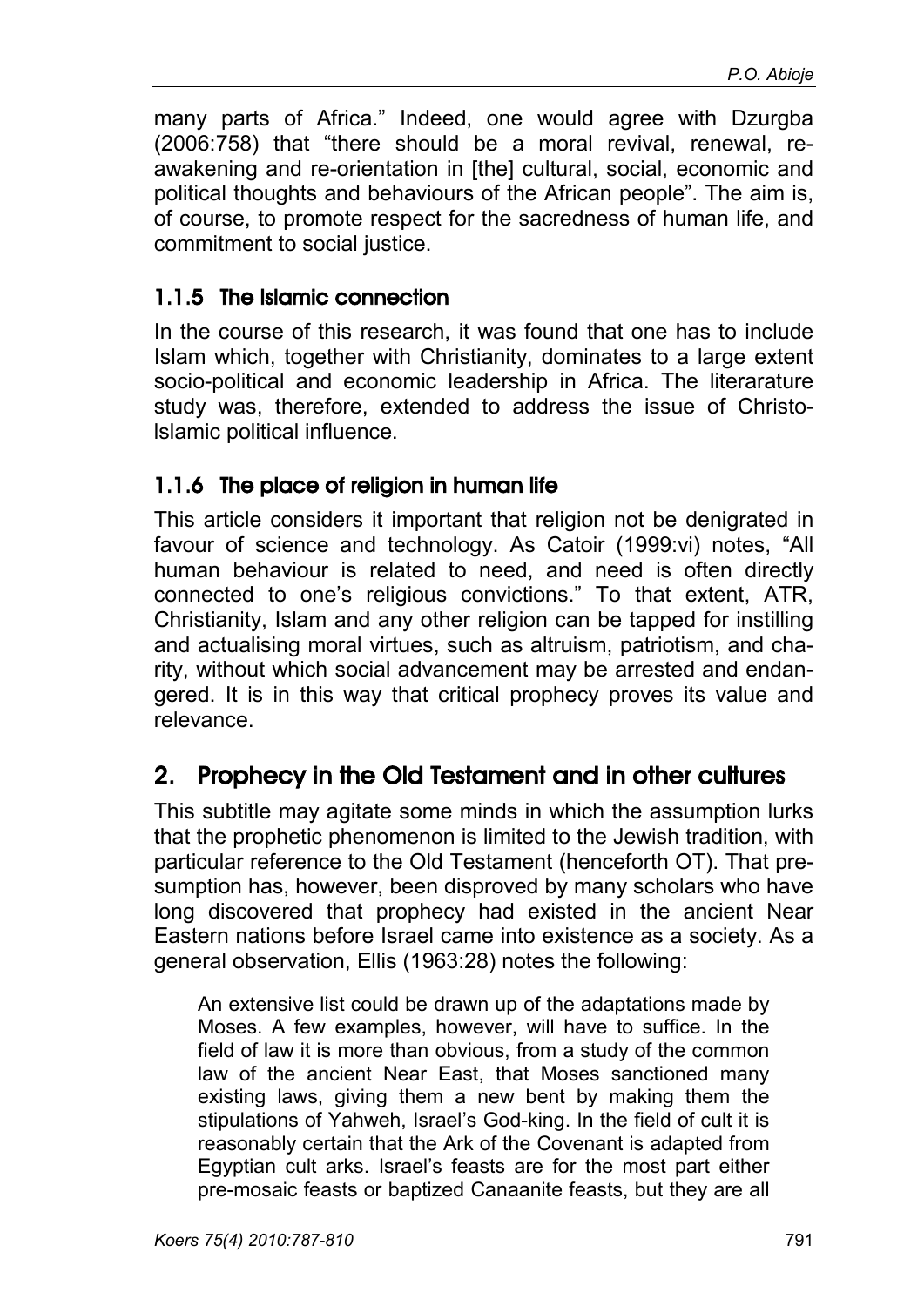many parts of Africa." Indeed, one would agree with Dzurgba (2006:758) that "there should be a moral revival, renewal, re-awakening and re-orientation in [the] cultural, social, economic and political thoughts and behaviours of the African people". The aim is, of course, to promote respect for the sacredness of human life, and commitment to social justice.

### 1.1.5 The Islamic connection

In the course of this research, it was found that one has to include Islam which, together with Christianity, dominates to a large extent socio-political and economic leadership in Africa. The literarature study was, therefore, extended to address the issue of Christo-Islamic political influence.

### 1.1.6 The place of religion in human life

This article considers it important that religion not be denigrated in favour of science and technology. As Catoir (1999:vi) notes, "All human behaviour is related to need, and need is often directly connected to one's religious convictions." To that extent, ATR, Christianity, Islam and any other religion can be tapped for instilling and actualising moral virtues, such as altruism, patriotism, and charity, without which social advancement may be arrested and endangered. It is in this way that critical prophecy proves its value and relevance.

## 2. Prophecy in the Old Testament and in other cultures

This subtitle may agitate some minds in which the assumption lurks that the prophetic phenomenon is limited to the Jewish tradition, with particular reference to the Old Testament (henceforth OT). That presumption has, however, been disproved by many scholars who have long discovered that prophecy had existed in the ancient Near Eastern nations before Israel came into existence as a society. As a general observation, Ellis (1963:28) notes the following:

> An extensive list could be drawn up of the adaptations made by Moses. A few examples, however, will have to suffice. In the field of law it is more than obvious, from a study of the common law of the ancient Near East, that Moses sanctioned many existing laws, giving them a new bent by making them the stipulations of Yahweh, Israel's God-king. In the field of cult it is reasonably certain that the Ark of the Covenant is adapted from Egyptian cult arks. Israel's feasts are for the most part either pre-mosaic feasts or baptized Canaanite feasts, but they are all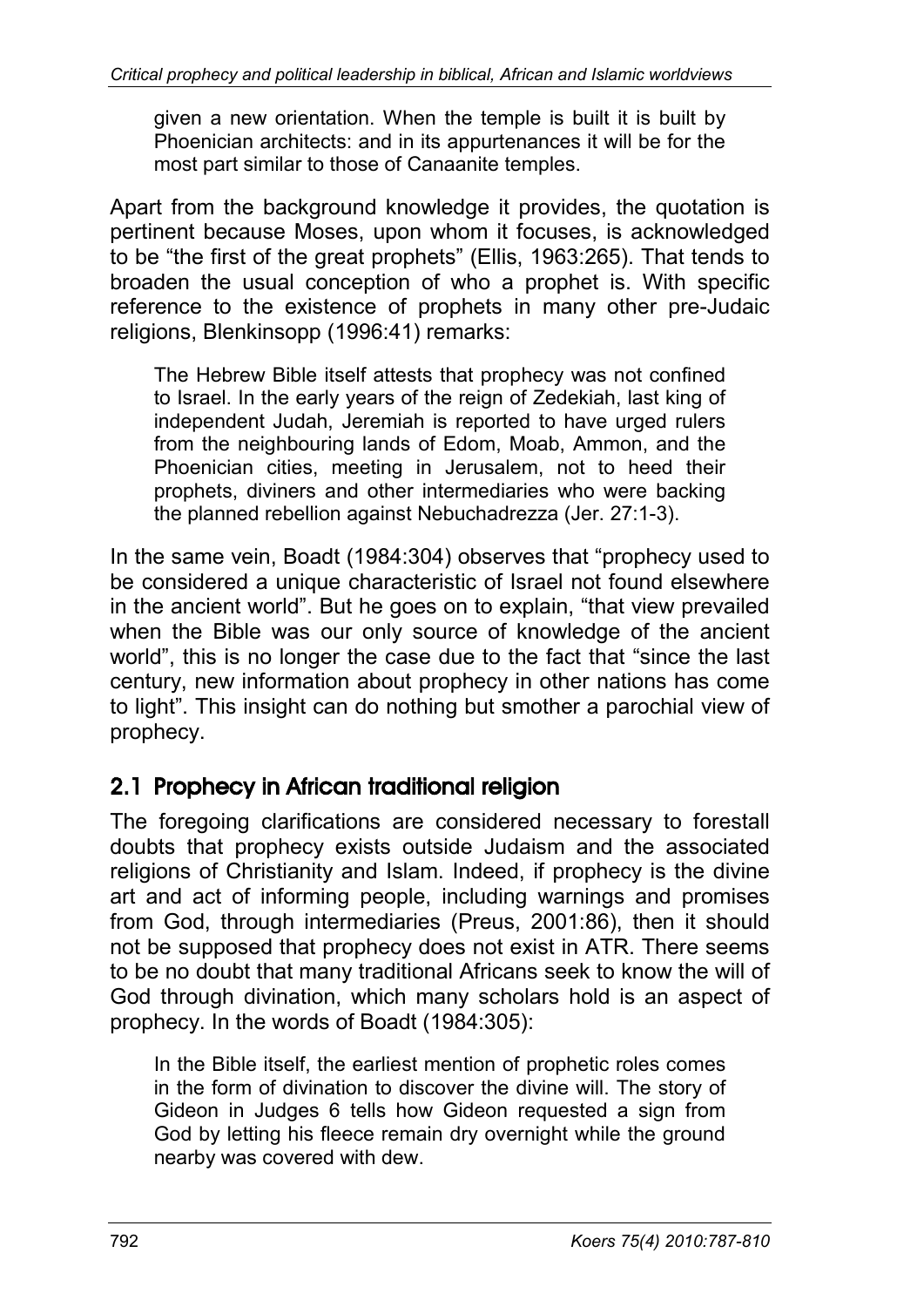> given a new orientation. When the temple is built it is built by Phoenician architects: and in its appurtenances it will be for the most part similar to those of Canaanite temples.

Apart from the background knowledge it provides, the quotation is pertinent because Moses, upon whom it focuses, is acknowledged to be "the first of the great prophets" (Ellis, 1963:265). That tends to broaden the usual conception of who a prophet is. With specific reference to the existence of prophets in many other pre-Judaic religions, Blenkinsopp (1996:41) remarks:

> The Hebrew Bible itself attests that prophecy was not confined to Israel. In the early years of the reign of Zedekiah, last king of independent Judah, Jeremiah is reported to have urged rulers from the neighbouring lands of Edom, Moab, Ammon, and the Phoenician cities, meeting in Jerusalem, not to heed their prophets, diviners and other intermediaries who were backing the planned rebellion against Nebuchadrezza (Jer. 27:1-3).

In the same vein, Boadt (1984:304) observes that "prophecy used to be considered a unique characteristic of Israel not found elsewhere in the ancient world". But he goes on to explain, "that view prevailed when the Bible was our only source of knowledge of the ancient world", this is no longer the case due to the fact that "since the last century, new information about prophecy in other nations has come to light". This insight can do nothing but smother a parochial view of prophecy.

## 2.1 Prophecy in African traditional religion

The foregoing clarifications are considered necessary to forestall doubts that prophecy exists outside Judaism and the associated religions of Christianity and Islam. Indeed, if prophecy is the divine art and act of informing people, including warnings and promises from God, through intermediaries (Preus, 2001:86), then it should not be supposed that prophecy does not exist in ATR. There seems to be no doubt that many traditional Africans seek to know the will of God through divination, which many scholars hold is an aspect of prophecy. In the words of Boadt (1984:305):

> In the Bible itself, the earliest mention of prophetic roles comes in the form of divination to discover the divine will. The story of Gideon in Judges 6 tells how Gideon requested a sign from God by letting his fleece remain dry overnight while the ground nearby was covered with dew.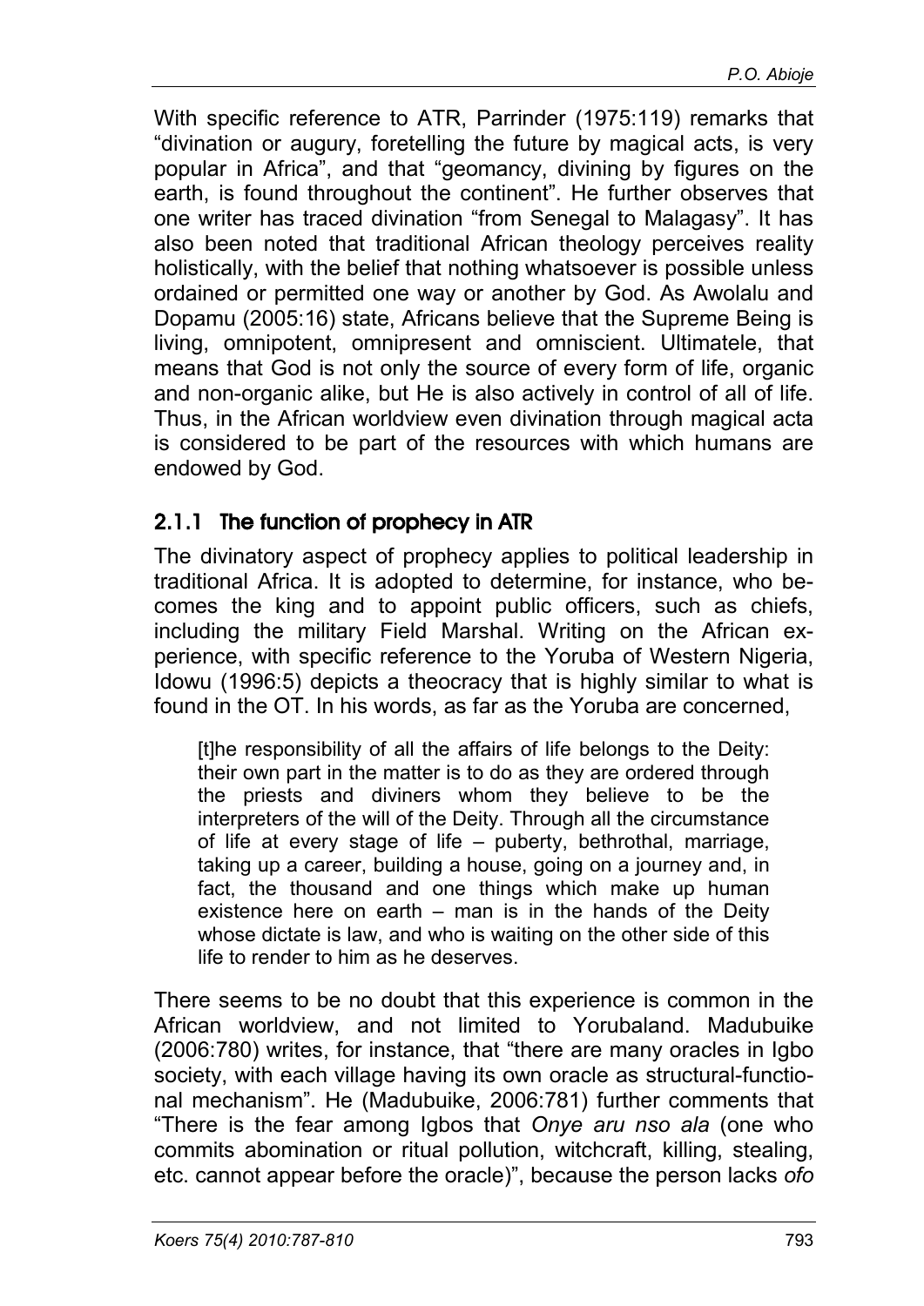With specific reference to ATR, Parrinder (1975:119) remarks that "divination or augury, foretelling the future by magical acts, is very popular in Africa", and that "geomancy, divining by figures on the earth, is found throughout the continent". He further observes that one writer has traced divination "from Senegal to Malagasy". It has also been noted that traditional African theology perceives reality holistically, with the belief that nothing whatsoever is possible unless ordained or permitted one way or another by God. As Awolalu and Dopamu (2005:16) state, Africans believe that the Supreme Being is living, omnipotent, omnipresent and omniscient. Ultimatele, that means that God is not only the source of every form of life, organic and non-organic alike, but He is also actively in control of all of life. Thus, in the African worldview even divination through magical acta is considered to be part of the resources with which humans are endowed by God.

### 2.1.1 The function of prophecy in ATR

The divinatory aspect of prophecy applies to political leadership in traditional Africa. It is adopted to determine, for instance, who becomes the king and to appoint public officers, such as chiefs, including the military Field Marshal. Writing on the African experience, with specific reference to the Yoruba of Western Nigeria, Idowu (1996:5) depicts a theocracy that is highly similar to what is found in the OT. In his words, as far as the Yoruba are concerned,

> [t]he responsibility of all the affairs of life belongs to the Deity: their own part in the matter is to do as they are ordered through the priests and diviners whom they believe to be the interpreters of the will of the Deity. Through all the circumstance of life at every stage of life – puberty, bethrothal, marriage, taking up a career, building a house, going on a journey and, in fact, the thousand and one things which make up human existence here on earth – man is in the hands of the Deity whose dictate is law, and who is waiting on the other side of this life to render to him as he deserves.

There seems to be no doubt that this experience is common in the African worldview, and not limited to Yorubaland. Madubuike (2006:780) writes, for instance, that "there are many oracles in Igbo society, with each village having its own oracle as structural-functional mechanism". He (Madubuike, 2006:781) further comments that "There is the fear among Igbos that *Onye aru nso ala* (one who commits abomination or ritual pollution, witchcraft, killing, stealing, etc. cannot appear before the oracle)", because the person lacks *ofo*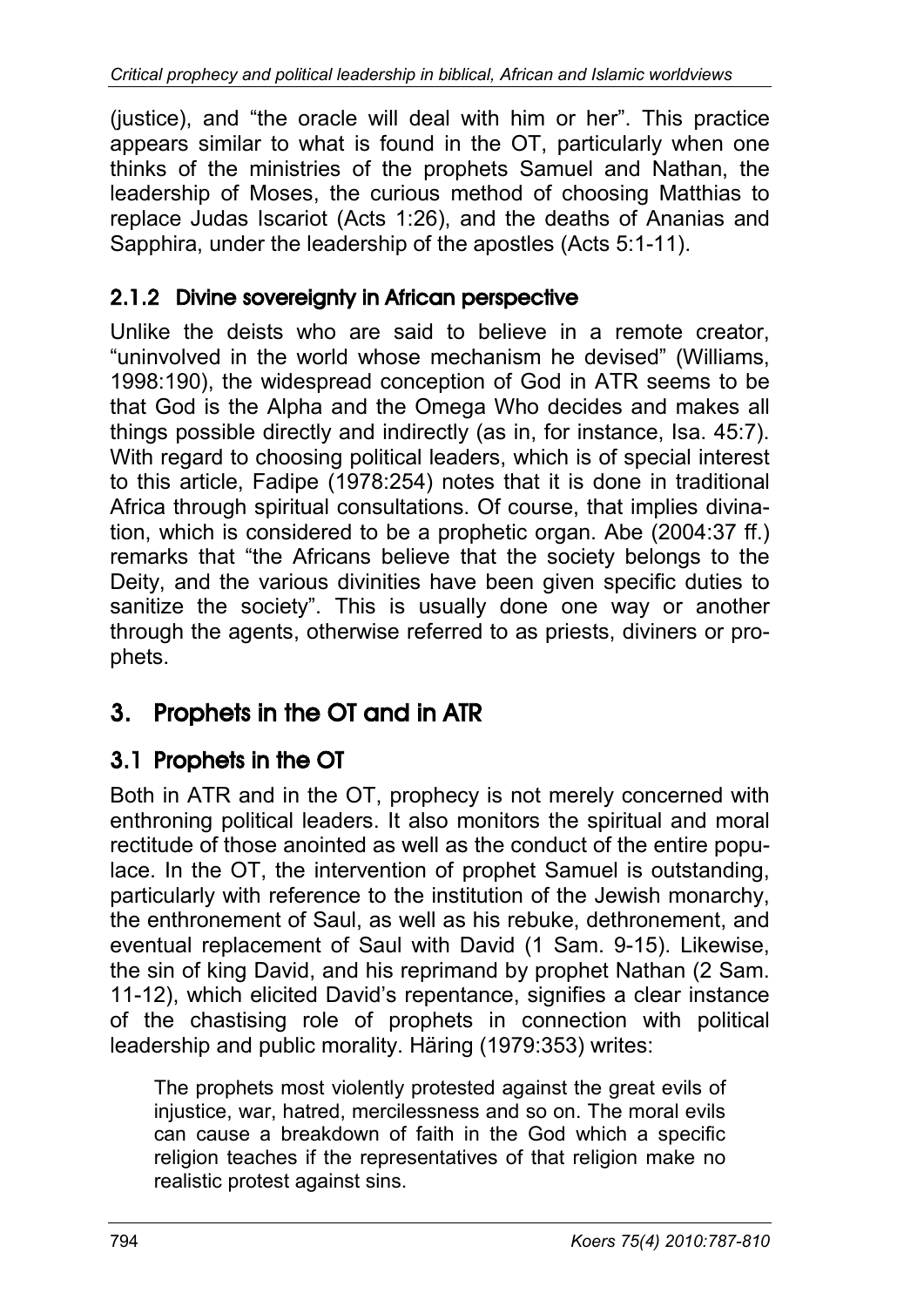(justice), and "the oracle will deal with him or her". This practice appears similar to what is found in the OT, particularly when one thinks of the ministries of the prophets Samuel and Nathan, the leadership of Moses, the curious method of choosing Matthias to replace Judas Iscariot (Acts 1:26), and the deaths of Ananias and Sapphira, under the leadership of the apostles (Acts 5:1-11).

### 2.1.2 Divine sovereignty in African perspective

Unlike the deists who are said to believe in a remote creator, "uninvolved in the world whose mechanism he devised" (Williams, 1998:190), the widespread conception of God in ATR seems to be that God is the Alpha and the Omega Who decides and makes all things possible directly and indirectly (as in, for instance, Isa. 45:7). With regard to choosing political leaders, which is of special interest to this article, Fadipe (1978:254) notes that it is done in traditional Africa through spiritual consultations. Of course, that implies divination, which is considered to be a prophetic organ. Abe (2004:37 ff.) remarks that "the Africans believe that the society belongs to the Deity, and the various divinities have been given specific duties to sanitize the society". This is usually done one way or another through the agents, otherwise referred to as priests, diviners or prophets.

## 3. Prophets in the OT and in ATR

### 3.1 Prophets in the OT

Both in ATR and in the OT, prophecy is not merely concerned with enthroning political leaders. It also monitors the spiritual and moral rectitude of those anointed as well as the conduct of the entire populace. In the OT, the intervention of prophet Samuel is outstanding, particularly with reference to the institution of the Jewish monarchy, the enthronement of Saul, as well as his rebuke, dethronement, and eventual replacement of Saul with David (1 Sam. 9-15). Likewise, the sin of king David, and his reprimand by prophet Nathan (2 Sam. 11-12), which elicited David's repentance, signifies a clear instance of the chastising role of prophets in connection with political leadership and public morality. Häring (1979:353) writes:

> The prophets most violently protested against the great evils of injustice, war, hatred, mercilessness and so on. The moral evils can cause a breakdown of faith in the God which a specific religion teaches if the representatives of that religion make no realistic protest against sins.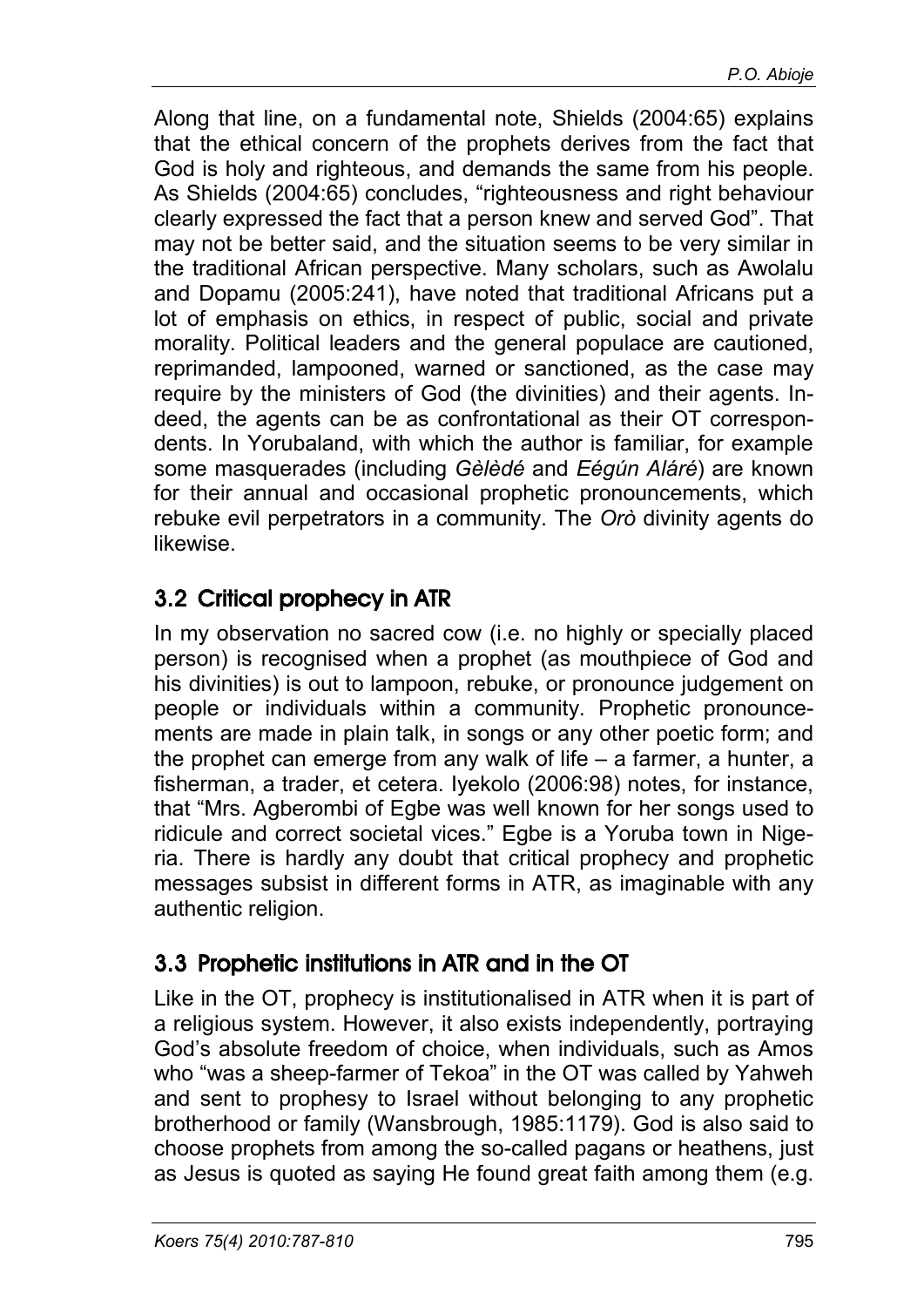Along that line, on a fundamental note, Shields (2004:65) explains that the ethical concern of the prophets derives from the fact that God is holy and righteous, and demands the same from his people. As Shields (2004:65) concludes, "righteousness and right behaviour clearly expressed the fact that a person knew and served God". That may not be better said, and the situation seems to be very similar in the traditional African perspective. Many scholars, such as Awolalu and Dopamu (2005:241), have noted that traditional Africans put a lot of emphasis on ethics, in respect of public, social and private morality. Political leaders and the general populace are cautioned, reprimanded, lampooned, warned or sanctioned, as the case may require by the ministers of God (the divinities) and their agents. Indeed, the agents can be as confrontational as their OT correspondents. In Yorubaland, with which the author is familiar, for example some masquerades (including *Gèlèdé* and *Eégún Aláré*) are known for their annual and occasional prophetic pronouncements, which rebuke evil perpetrators in a community. The *Orò* divinity agents do likewise.

### 3.2 Critical prophecy in ATR

In my observation no sacred cow (i.e. no highly or specially placed person) is recognised when a prophet (as mouthpiece of God and his divinities) is out to lampoon, rebuke, or pronounce judgement on people or individuals within a community. Prophetic pronouncements are made in plain talk, in songs or any other poetic form; and the prophet can emerge from any walk of life – a farmer, a hunter, a fisherman, a trader, et cetera. Iyekolo (2006:98) notes, for instance, that "Mrs. Agberombi of Egbe was well known for her songs used to ridicule and correct societal vices." Egbe is a Yoruba town in Nigeria. There is hardly any doubt that critical prophecy and prophetic messages subsist in different forms in ATR, as imaginable with any authentic religion.

### 3.3 Prophetic institutions in ATR and in the OT

Like in the OT, prophecy is institutionalised in ATR when it is part of a religious system. However, it also exists independently, portraying God's absolute freedom of choice, when individuals, such as Amos who "was a sheep-farmer of Tekoa" in the OT was called by Yahweh and sent to prophesy to Israel without belonging to any prophetic brotherhood or family (Wansbrough, 1985:1179). God is also said to choose prophets from among the so-called pagans or heathens, just as Jesus is quoted as saying He found great faith among them (e.g.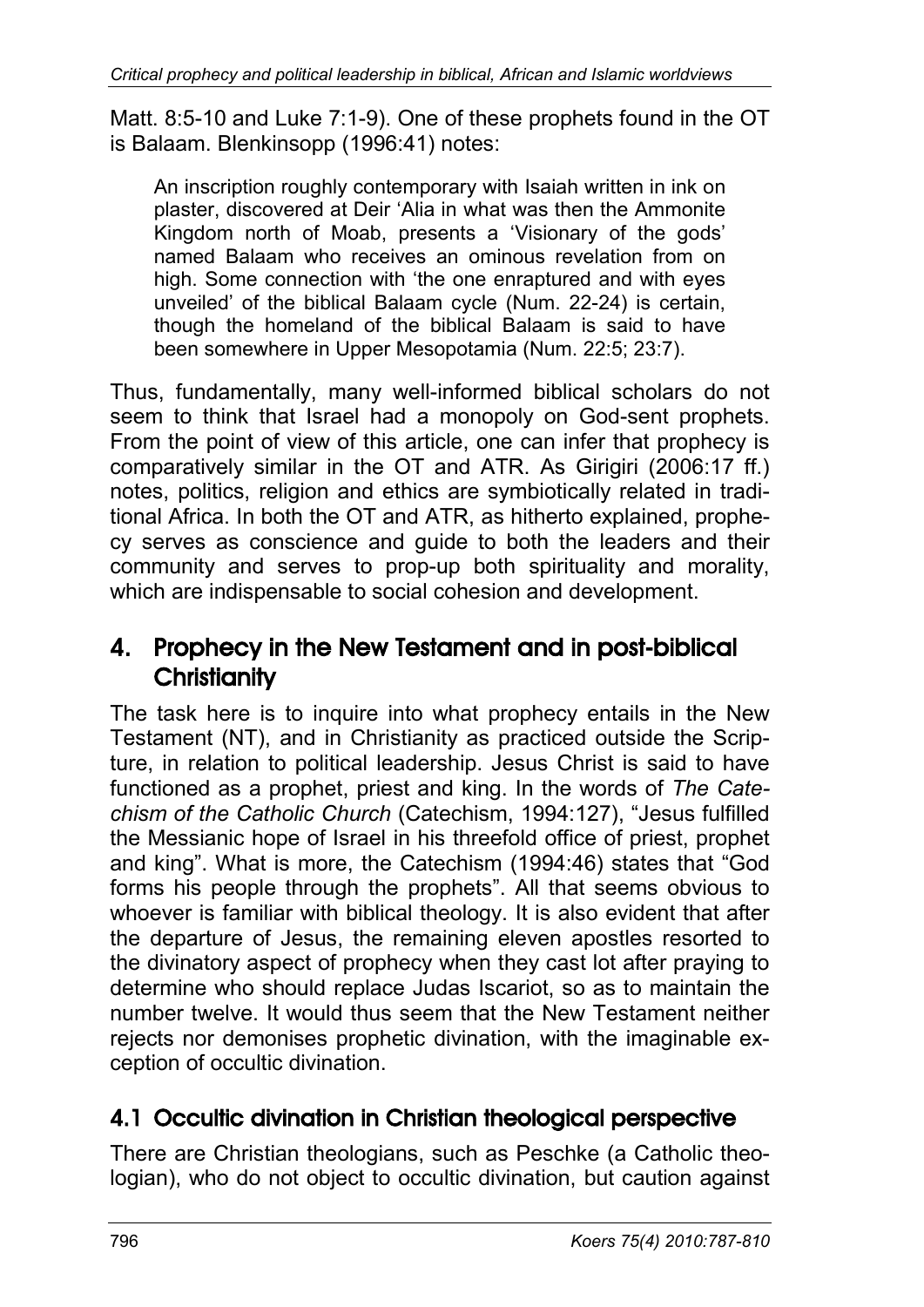Matt. 8:5-10 and Luke 7:1-9). One of these prophets found in the OT is Balaam. Blenkinsopp (1996:41) notes:

> An inscription roughly contemporary with Isaiah written in ink on plaster, discovered at Deir 'Alia in what was then the Ammonite Kingdom north of Moab, presents a 'Visionary of the gods' named Balaam who receives an ominous revelation from on high. Some connection with 'the one enraptured and with eyes unveiled' of the biblical Balaam cycle (Num. 22-24) is certain, though the homeland of the biblical Balaam is said to have been somewhere in Upper Mesopotamia (Num. 22:5; 23:7).

Thus, fundamentally, many well-informed biblical scholars do not seem to think that Israel had a monopoly on God-sent prophets. From the point of view of this article, one can infer that prophecy is comparatively similar in the OT and ATR. As Girigiri (2006:17 ff.) notes, politics, religion and ethics are symbiotically related in traditional Africa. In both the OT and ATR, as hitherto explained, prophecy serves as conscience and guide to both the leaders and their community and serves to prop-up both spirituality and morality, which are indispensable to social cohesion and development.

## 4. Prophecy in the New Testament and in post-biblical Christianity

The task here is to inquire into what prophecy entails in the New Testament (NT), and in Christianity as practiced outside the Scripture, in relation to political leadership. Jesus Christ is said to have functioned as a prophet, priest and king. In the words of *The Catechism of the Catholic Church* (Catechism, 1994:127), "Jesus fulfilled the Messianic hope of Israel in his threefold office of priest, prophet and king". What is more, the Catechism (1994:46) states that "God forms his people through the prophets". All that seems obvious to whoever is familiar with biblical theology. It is also evident that after the departure of Jesus, the remaining eleven apostles resorted to the divinatory aspect of prophecy when they cast lot after praying to determine who should replace Judas Iscariot, so as to maintain the number twelve. It would thus seem that the New Testament neither rejects nor demonises prophetic divination, with the imaginable exception of occultic divination.

### 4.1 Occultic divination in Christian theological perspective

There are Christian theologians, such as Peschke (a Catholic theologian), who do not object to occultic divination, but caution against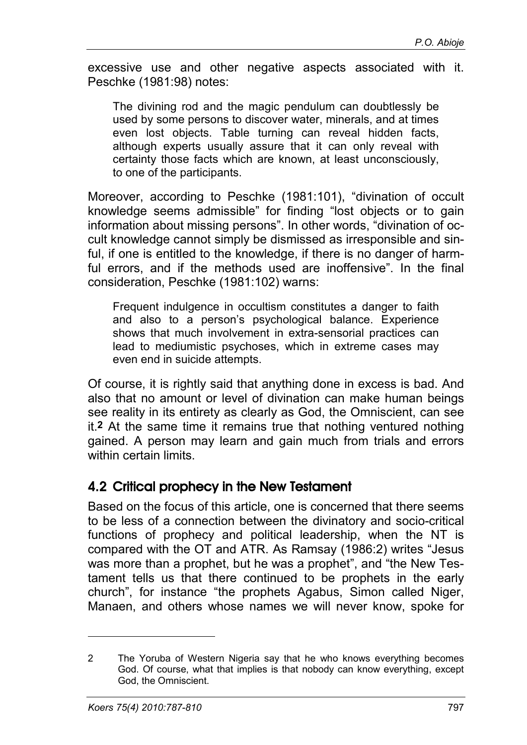excessive use and other negative aspects associated with it. Peschke (1981:98) notes:

> The divining rod and the magic pendulum can doubtlessly be used by some persons to discover water, minerals, and at times even lost objects. Table turning can reveal hidden facts, although experts usually assure that it can only reveal with certainty those facts which are known, at least unconsciously, to one of the participants.

Moreover, according to Peschke (1981:101), "divination of occult knowledge seems admissible" for finding "lost objects or to gain information about missing persons". In other words, "divination of occult knowledge cannot simply be dismissed as irresponsible and sinful, if one is entitled to the knowledge, if there is no danger of harmful errors, and if the methods used are inoffensive". In the final consideration, Peschke (1981:102) warns:

> Frequent indulgence in occultism constitutes a danger to faith and also to a person's psychological balance. Experience shows that much involvement in extra-sensorial practices can lead to mediumistic psychoses, which in extreme cases may even end in suicide attempts.

Of course, it is rightly said that anything done in excess is bad. And also that no amount or level of divination can make human beings see reality in its entirety as clearly as God, the Omniscient, can see it.[2] At the same time it remains true that nothing ventured nothing gained. A person may learn and gain much from trials and errors within certain limits.

## 4.2 Critical prophecy in the New Testament

Based on the focus of this article, one is concerned that there seems to be less of a connection between the divinatory and socio-critical functions of prophecy and political leadership, when the NT is compared with the OT and ATR. As Ramsay (1986:2) writes "Jesus was more than a prophet, but he was a prophet", and "the New Testament tells us that there continued to be prophets in the early church", for instance "the prophets Agabus, Simon called Niger, Manaen, and others whose names we will never know, spoke for

---

2 The Yoruba of Western Nigeria say that he who knows everything becomes God. Of course, what that implies is that nobody can know everything, except God, the Omniscient.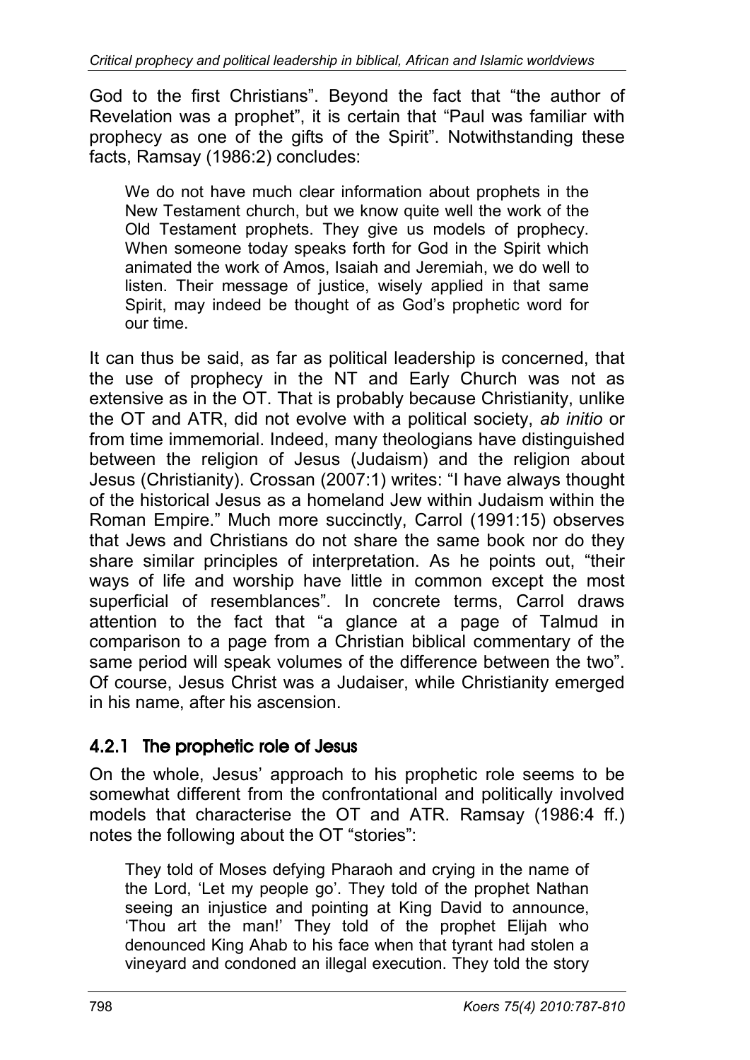God to the first Christians". Beyond the fact that "the author of Revelation was a prophet", it is certain that "Paul was familiar with prophecy as one of the gifts of the Spirit". Notwithstanding these facts, Ramsay (1986:2) concludes:

> We do not have much clear information about prophets in the New Testament church, but we know quite well the work of the Old Testament prophets. They give us models of prophecy. When someone today speaks forth for God in the Spirit which animated the work of Amos, Isaiah and Jeremiah, we do well to listen. Their message of justice, wisely applied in that same Spirit, may indeed be thought of as God's prophetic word for our time.

It can thus be said, as far as political leadership is concerned, that the use of prophecy in the NT and Early Church was not as extensive as in the OT. That is probably because Christianity, unlike the OT and ATR, did not evolve with a political society, *ab initio* or from time immemorial. Indeed, many theologians have distinguished between the religion of Jesus (Judaism) and the religion about Jesus (Christianity). Crossan (2007:1) writes: "I have always thought of the historical Jesus as a homeland Jew within Judaism within the Roman Empire." Much more succinctly, Carrol (1991:15) observes that Jews and Christians do not share the same book nor do they share similar principles of interpretation. As he points out, "their ways of life and worship have little in common except the most superficial of resemblances". In concrete terms, Carrol draws attention to the fact that "a glance at a page of Talmud in comparison to a page from a Christian biblical commentary of the same period will speak volumes of the difference between the two". Of course, Jesus Christ was a Judaiser, while Christianity emerged in his name, after his ascension.

### 4.2.1 The prophetic role of Jesus

On the whole, Jesus' approach to his prophetic role seems to be somewhat different from the confrontational and politically involved models that characterise the OT and ATR. Ramsay (1986:4 ff.) notes the following about the OT "stories":

> They told of Moses defying Pharaoh and crying in the name of the Lord, 'Let my people go'. They told of the prophet Nathan seeing an injustice and pointing at King David to announce, 'Thou art the man!' They told of the prophet Elijah who denounced King Ahab to his face when that tyrant had stolen a vineyard and condoned an illegal execution. They told the story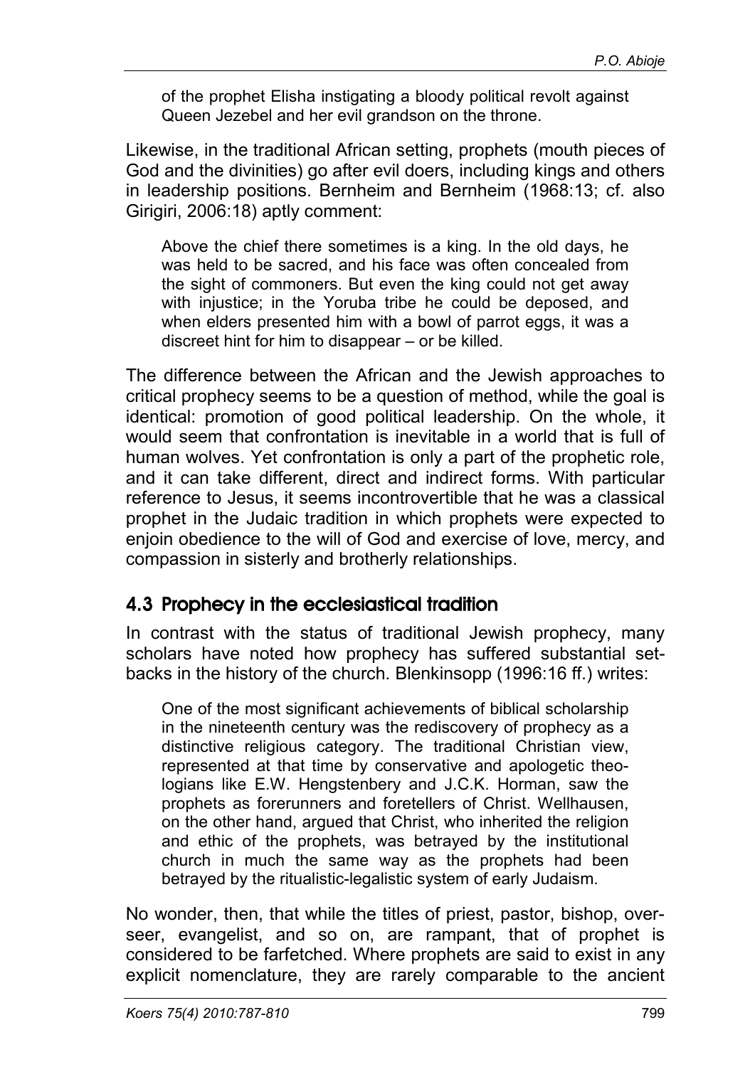> of the prophet Elisha instigating a bloody political revolt against Queen Jezebel and her evil grandson on the throne.

Likewise, in the traditional African setting, prophets (mouth pieces of God and the divinities) go after evil doers, including kings and others in leadership positions. Bernheim and Bernheim (1968:13; cf. also Girigiri, 2006:18) aptly comment:

> Above the chief there sometimes is a king. In the old days, he was held to be sacred, and his face was often concealed from the sight of commoners. But even the king could not get away with injustice; in the Yoruba tribe he could be deposed, and when elders presented him with a bowl of parrot eggs, it was a discreet hint for him to disappear – or be killed.

The difference between the African and the Jewish approaches to critical prophecy seems to be a question of method, while the goal is identical: promotion of good political leadership. On the whole, it would seem that confrontation is inevitable in a world that is full of human wolves. Yet confrontation is only a part of the prophetic role, and it can take different, direct and indirect forms. With particular reference to Jesus, it seems incontrovertible that he was a classical prophet in the Judaic tradition in which prophets were expected to enjoin obedience to the will of God and exercise of love, mercy, and compassion in sisterly and brotherly relationships.

## 4.3 Prophecy in the ecclesiastical tradition

In contrast with the status of traditional Jewish prophecy, many scholars have noted how prophecy has suffered substantial setbacks in the history of the church. Blenkinsopp (1996:16 ff.) writes:

> One of the most significant achievements of biblical scholarship in the nineteenth century was the rediscovery of prophecy as a distinctive religious category. The traditional Christian view, represented at that time by conservative and apologetic theologians like E.W. Hengstenbery and J.C.K. Horman, saw the prophets as forerunners and foretellers of Christ. Wellhausen, on the other hand, argued that Christ, who inherited the religion and ethic of the prophets, was betrayed by the institutional church in much the same way as the prophets had been betrayed by the ritualistic-legalistic system of early Judaism.

No wonder, then, that while the titles of priest, pastor, bishop, overseer, evangelist, and so on, are rampant, that of prophet is considered to be farfetched. Where prophets are said to exist in any explicit nomenclature, they are rarely comparable to the ancient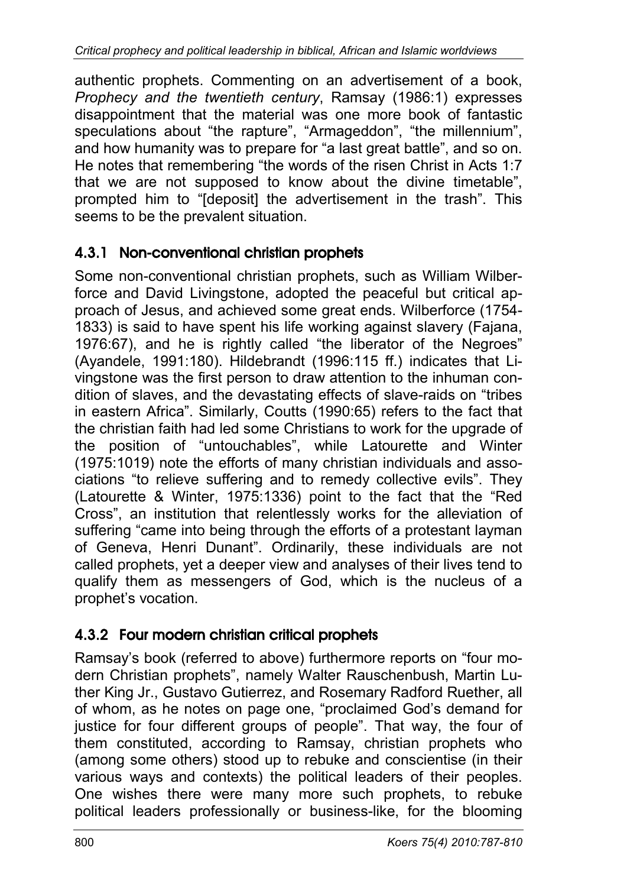authentic prophets. Commenting on an advertisement of a book, *Prophecy and the twentieth century*, Ramsay (1986:1) expresses disappointment that the material was one more book of fantastic speculations about "the rapture", "Armageddon", "the millennium", and how humanity was to prepare for "a last great battle", and so on. He notes that remembering "the words of the risen Christ in Acts 1:7 that we are not supposed to know about the divine timetable", prompted him to "[deposit] the advertisement in the trash". This seems to be the prevalent situation.

### 4.3.1 Non-conventional christian prophets

Some non-conventional christian prophets, such as William Wilberforce and David Livingstone, adopted the peaceful but critical approach of Jesus, and achieved some great ends. Wilberforce (1754-1833) is said to have spent his life working against slavery (Fajana, 1976:67), and he is rightly called "the liberator of the Negroes" (Ayandele, 1991:180). Hildebrandt (1996:115 ff.) indicates that Livingstone was the first person to draw attention to the inhuman condition of slaves, and the devastating effects of slave-raids on "tribes in eastern Africa". Similarly, Coutts (1990:65) refers to the fact that the christian faith had led some Christians to work for the upgrade of the position of "untouchables", while Latourette and Winter (1975:1019) note the efforts of many christian individuals and associations "to relieve suffering and to remedy collective evils". They (Latourette & Winter, 1975:1336) point to the fact that the "Red Cross", an institution that relentlessly works for the alleviation of suffering "came into being through the efforts of a protestant layman of Geneva, Henri Dunant". Ordinarily, these individuals are not called prophets, yet a deeper view and analyses of their lives tend to qualify them as messengers of God, which is the nucleus of a prophet's vocation.

### 4.3.2 Four modern christian critical prophets

Ramsay's book (referred to above) furthermore reports on "four modern Christian prophets", namely Walter Rauschenbush, Martin Luther King Jr., Gustavo Gutierrez, and Rosemary Radford Ruether, all of whom, as he notes on page one, "proclaimed God's demand for justice for four different groups of people". That way, the four of them constituted, according to Ramsay, christian prophets who (among some others) stood up to rebuke and conscientise (in their various ways and contexts) the political leaders of their peoples. One wishes there were many more such prophets, to rebuke political leaders professionally or business-like, for the blooming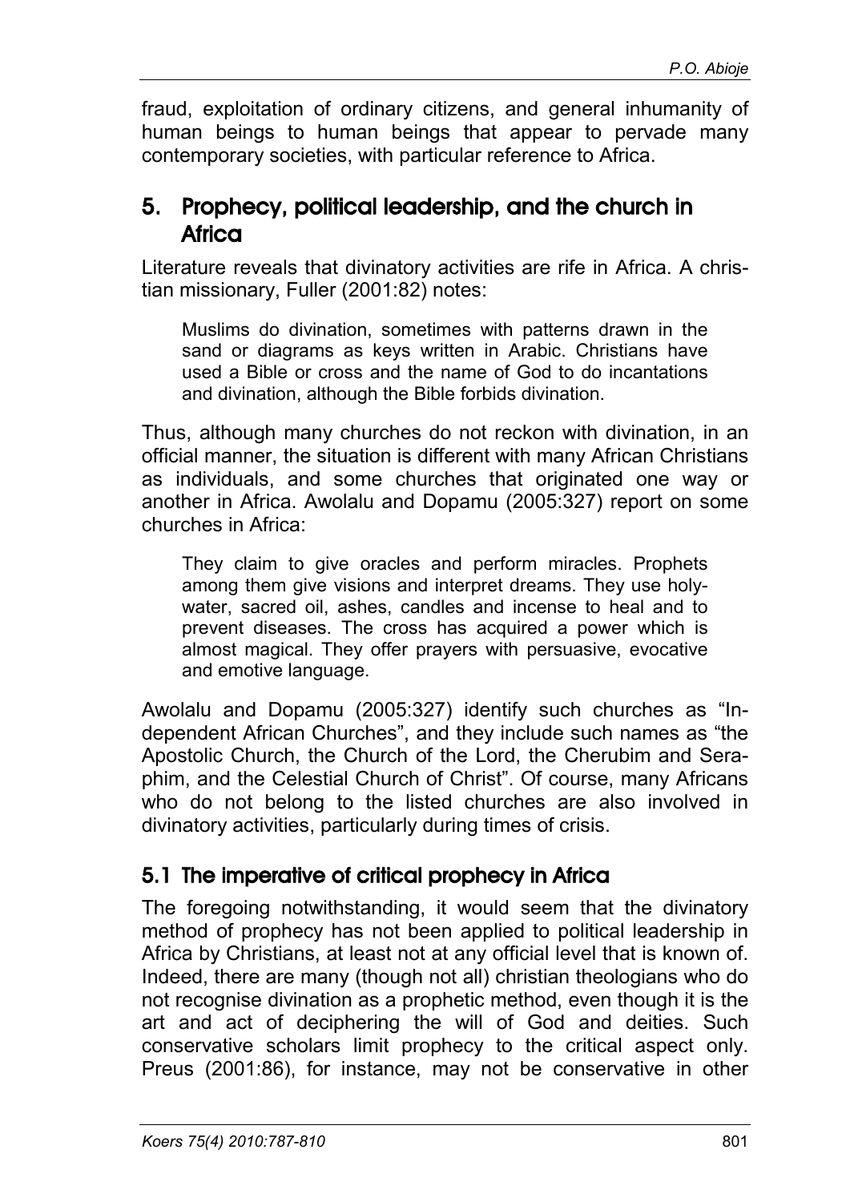fraud, exploitation of ordinary citizens, and general inhumanity of human beings to human beings that appear to pervade many contemporary societies, with particular reference to Africa.

## 5. Prophecy, political leadership, and the church in Africa

Literature reveals that divinatory activities are rife in Africa. A christian missionary, Fuller (2001:82) notes:

> Muslims do divination, sometimes with patterns drawn in the sand or diagrams as keys written in Arabic. Christians have used a Bible or cross and the name of God to do incantations and divination, although the Bible forbids divination.

Thus, although many churches do not reckon with divination, in an official manner, the situation is different with many African Christians as individuals, and some churches that originated one way or another in Africa. Awolalu and Dopamu (2005:327) report on some churches in Africa:

> They claim to give oracles and perform miracles. Prophets among them give visions and interpret dreams. They use holy-water, sacred oil, ashes, candles and incense to heal and to prevent diseases. The cross has acquired a power which is almost magical. They offer prayers with persuasive, evocative and emotive language.

Awolalu and Dopamu (2005:327) identify such churches as "Independent African Churches", and they include such names as "the Apostolic Church, the Church of the Lord, the Cherubim and Seraphim, and the Celestial Church of Christ". Of course, many Africans who do not belong to the listed churches are also involved in divinatory activities, particularly during times of crisis.

### 5.1 The imperative of critical prophecy in Africa

The foregoing notwithstanding, it would seem that the divinatory method of prophecy has not been applied to political leadership in Africa by Christians, at least not at any official level that is known of. Indeed, there are many (though not all) christian theologians who do not recognise divination as a prophetic method, even though it is the art and act of deciphering the will of God and deities. Such conservative scholars limit prophecy to the critical aspect only. Preus (2001:86), for instance, may not be conservative in other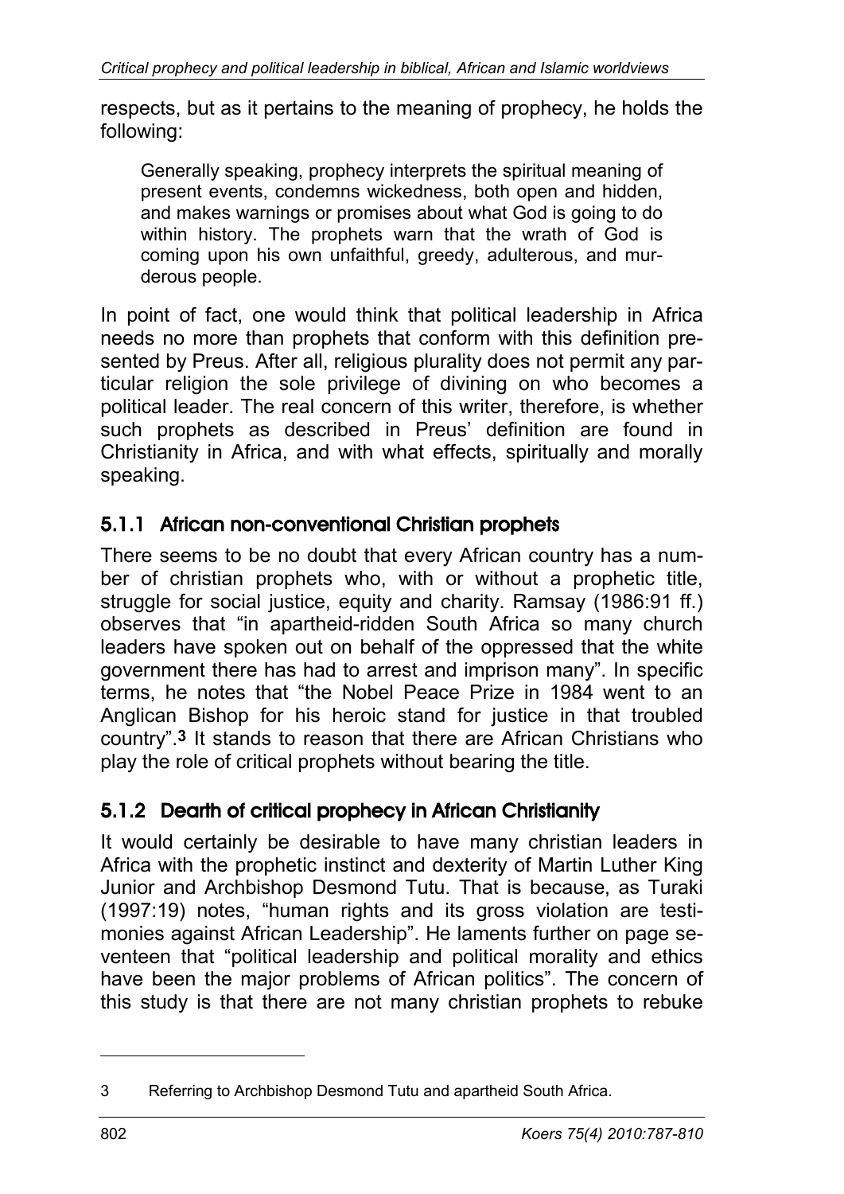respects, but as it pertains to the meaning of prophecy, he holds the following:

> Generally speaking, prophecy interprets the spiritual meaning of present events, condemns wickedness, both open and hidden, and makes warnings or promises about what God is going to do within history. The prophets warn that the wrath of God is coming upon his own unfaithful, greedy, adulterous, and murderous people.

In point of fact, one would think that political leadership in Africa needs no more than prophets that conform with this definition presented by Preus. After all, religious plurality does not permit any particular religion the sole privilege of divining on who becomes a political leader. The real concern of this writer, therefore, is whether such prophets as described in Preus' definition are found in Christianity in Africa, and with what effects, spiritually and morally speaking.

### 5.1.1 African non-conventional Christian prophets

There seems to be no doubt that every African country has a number of christian prophets who, with or without a prophetic title, struggle for social justice, equity and charity. Ramsay (1986:91 ff.) observes that "in apartheid-ridden South Africa so many church leaders have spoken out on behalf of the oppressed that the white government there has had to arrest and imprison many". In specific terms, he notes that "the Nobel Peace Prize in 1984 went to an Anglican Bishop for his heroic stand for justice in that troubled country".[3] It stands to reason that there are African Christians who play the role of critical prophets without bearing the title.

### 5.1.2 Dearth of critical prophecy in African Christianity

It would certainly be desirable to have many christian leaders in Africa with the prophetic instinct and dexterity of Martin Luther King Junior and Archbishop Desmond Tutu. That is because, as Turaki (1997:19) notes, "human rights and its gross violation are testimonies against African Leadership". He laments further on page seventeen that "political leadership and political morality and ethics have been the major problems of African politics". The concern of this study is that there are not many christian prophets to rebuke

---

3 Referring to Archbishop Desmond Tutu and apartheid South Africa.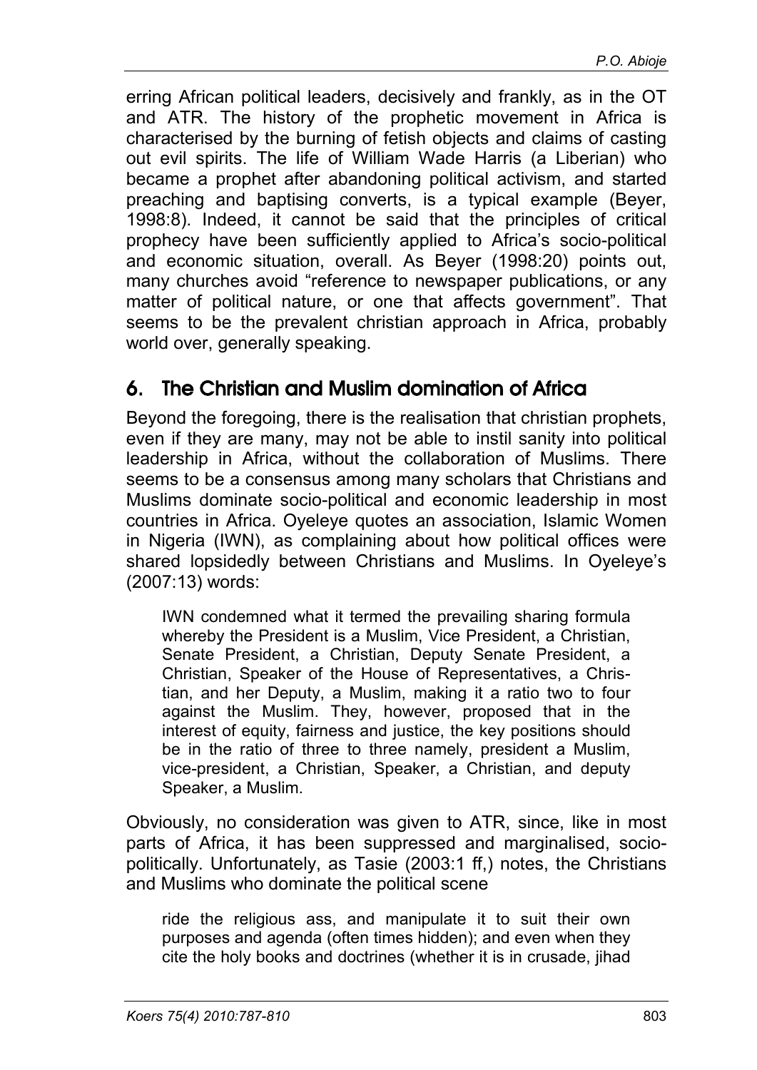erring African political leaders, decisively and frankly, as in the OT and ATR. The history of the prophetic movement in Africa is characterised by the burning of fetish objects and claims of casting out evil spirits. The life of William Wade Harris (a Liberian) who became a prophet after abandoning political activism, and started preaching and baptising converts, is a typical example (Beyer, 1998:8). Indeed, it cannot be said that the principles of critical prophecy have been sufficiently applied to Africa's socio-political and economic situation, overall. As Beyer (1998:20) points out, many churches avoid "reference to newspaper publications, or any matter of political nature, or one that affects government". That seems to be the prevalent christian approach in Africa, probably world over, generally speaking.

## 6. The Christian and Muslim domination of Africa

Beyond the foregoing, there is the realisation that christian prophets, even if they are many, may not be able to instil sanity into political leadership in Africa, without the collaboration of Muslims. There seems to be a consensus among many scholars that Christians and Muslims dominate socio-political and economic leadership in most countries in Africa. Oyeleye quotes an association, Islamic Women in Nigeria (IWN), as complaining about how political offices were shared lopsidedly between Christians and Muslims. In Oyeleye's (2007:13) words:

> IWN condemned what it termed the prevailing sharing formula whereby the President is a Muslim, Vice President, a Christian, Senate President, a Christian, Deputy Senate President, a Christian, Speaker of the House of Representatives, a Christian, and her Deputy, a Muslim, making it a ratio two to four against the Muslim. They, however, proposed that in the interest of equity, fairness and justice, the key positions should be in the ratio of three to three namely, president a Muslim, vice-president, a Christian, Speaker, a Christian, and deputy Speaker, a Muslim.

Obviously, no consideration was given to ATR, since, like in most parts of Africa, it has been suppressed and marginalised, socio-politically. Unfortunately, as Tasie (2003:1 ff,) notes, the Christians and Muslims who dominate the political scene

> ride the religious ass, and manipulate it to suit their own purposes and agenda (often times hidden); and even when they cite the holy books and doctrines (whether it is in crusade, jihad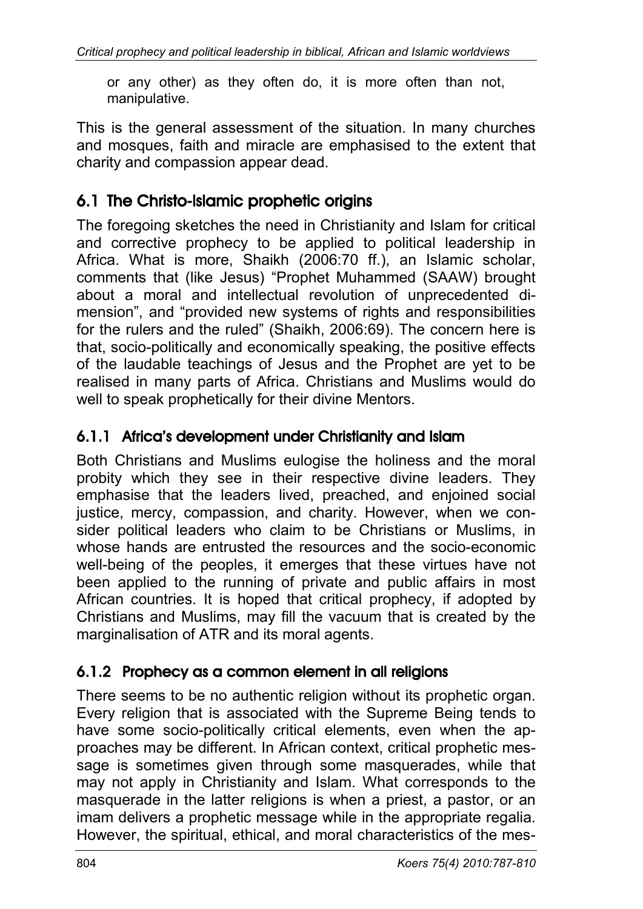or any other) as they often do, it is more often than not, manipulative.

This is the general assessment of the situation. In many churches and mosques, faith and miracle are emphasised to the extent that charity and compassion appear dead.

## 6.1 The Christo-Islamic prophetic origins

The foregoing sketches the need in Christianity and Islam for critical and corrective prophecy to be applied to political leadership in Africa. What is more, Shaikh (2006:70 ff.), an Islamic scholar, comments that (like Jesus) "Prophet Muhammed (SAAW) brought about a moral and intellectual revolution of unprecedented dimension", and "provided new systems of rights and responsibilities for the rulers and the ruled" (Shaikh, 2006:69). The concern here is that, socio-politically and economically speaking, the positive effects of the laudable teachings of Jesus and the Prophet are yet to be realised in many parts of Africa. Christians and Muslims would do well to speak prophetically for their divine Mentors.

### 6.1.1 Africa's development under Christianity and Islam

Both Christians and Muslims eulogise the holiness and the moral probity which they see in their respective divine leaders. They emphasise that the leaders lived, preached, and enjoined social justice, mercy, compassion, and charity. However, when we consider political leaders who claim to be Christians or Muslims, in whose hands are entrusted the resources and the socio-economic well-being of the peoples, it emerges that these virtues have not been applied to the running of private and public affairs in most African countries. It is hoped that critical prophecy, if adopted by Christians and Muslims, may fill the vacuum that is created by the marginalisation of ATR and its moral agents.

### 6.1.2 Prophecy as a common element in all religions

There seems to be no authentic religion without its prophetic organ. Every religion that is associated with the Supreme Being tends to have some socio-politically critical elements, even when the approaches may be different. In African context, critical prophetic message is sometimes given through some masquerades, while that may not apply in Christianity and Islam. What corresponds to the masquerade in the latter religions is when a priest, a pastor, or an imam delivers a prophetic message while in the appropriate regalia. However, the spiritual, ethical, and moral characteristics of the mes-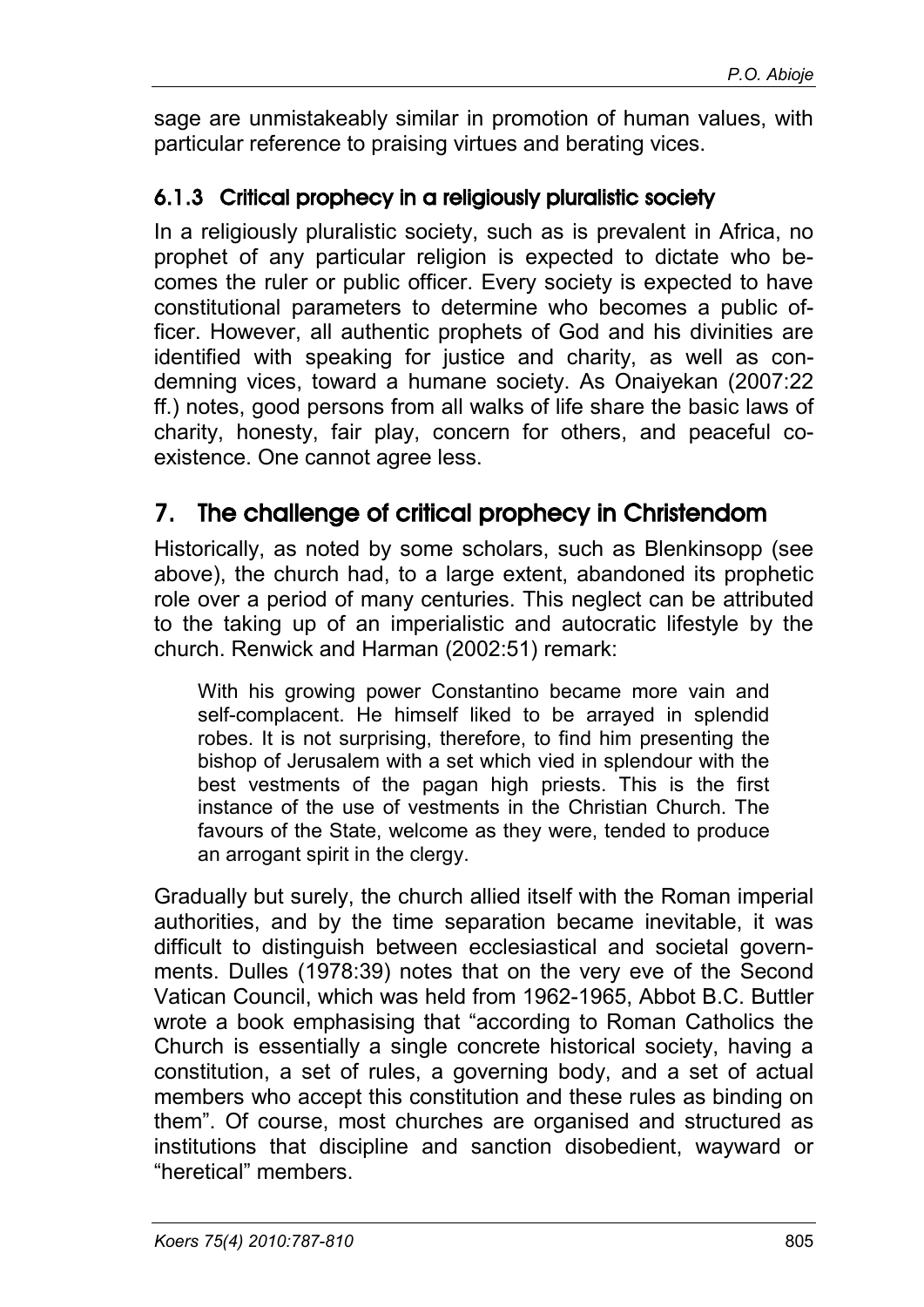sage are unmistakeably similar in promotion of human values, with particular reference to praising virtues and berating vices.

### 6.1.3 Critical prophecy in a religiously pluralistic society

In a religiously pluralistic society, such as is prevalent in Africa, no prophet of any particular religion is expected to dictate who becomes the ruler or public officer. Every society is expected to have constitutional parameters to determine who becomes a public officer. However, all authentic prophets of God and his divinities are identified with speaking for justice and charity, as well as condemning vices, toward a humane society. As Onaiyekan (2007:22 ff.) notes, good persons from all walks of life share the basic laws of charity, honesty, fair play, concern for others, and peaceful coexistence. One cannot agree less.

## 7. The challenge of critical prophecy in Christendom

Historically, as noted by some scholars, such as Blenkinsopp (see above), the church had, to a large extent, abandoned its prophetic role over a period of many centuries. This neglect can be attributed to the taking up of an imperialistic and autocratic lifestyle by the church. Renwick and Harman (2002:51) remark:

> With his growing power Constantino became more vain and self-complacent. He himself liked to be arrayed in splendid robes. It is not surprising, therefore, to find him presenting the bishop of Jerusalem with a set which vied in splendour with the best vestments of the pagan high priests. This is the first instance of the use of vestments in the Christian Church. The favours of the State, welcome as they were, tended to produce an arrogant spirit in the clergy.

Gradually but surely, the church allied itself with the Roman imperial authorities, and by the time separation became inevitable, it was difficult to distinguish between ecclesiastical and societal governments. Dulles (1978:39) notes that on the very eve of the Second Vatican Council, which was held from 1962-1965, Abbot B.C. Buttler wrote a book emphasising that "according to Roman Catholics the Church is essentially a single concrete historical society, having a constitution, a set of rules, a governing body, and a set of actual members who accept this constitution and these rules as binding on them". Of course, most churches are organised and structured as institutions that discipline and sanction disobedient, wayward or "heretical" members.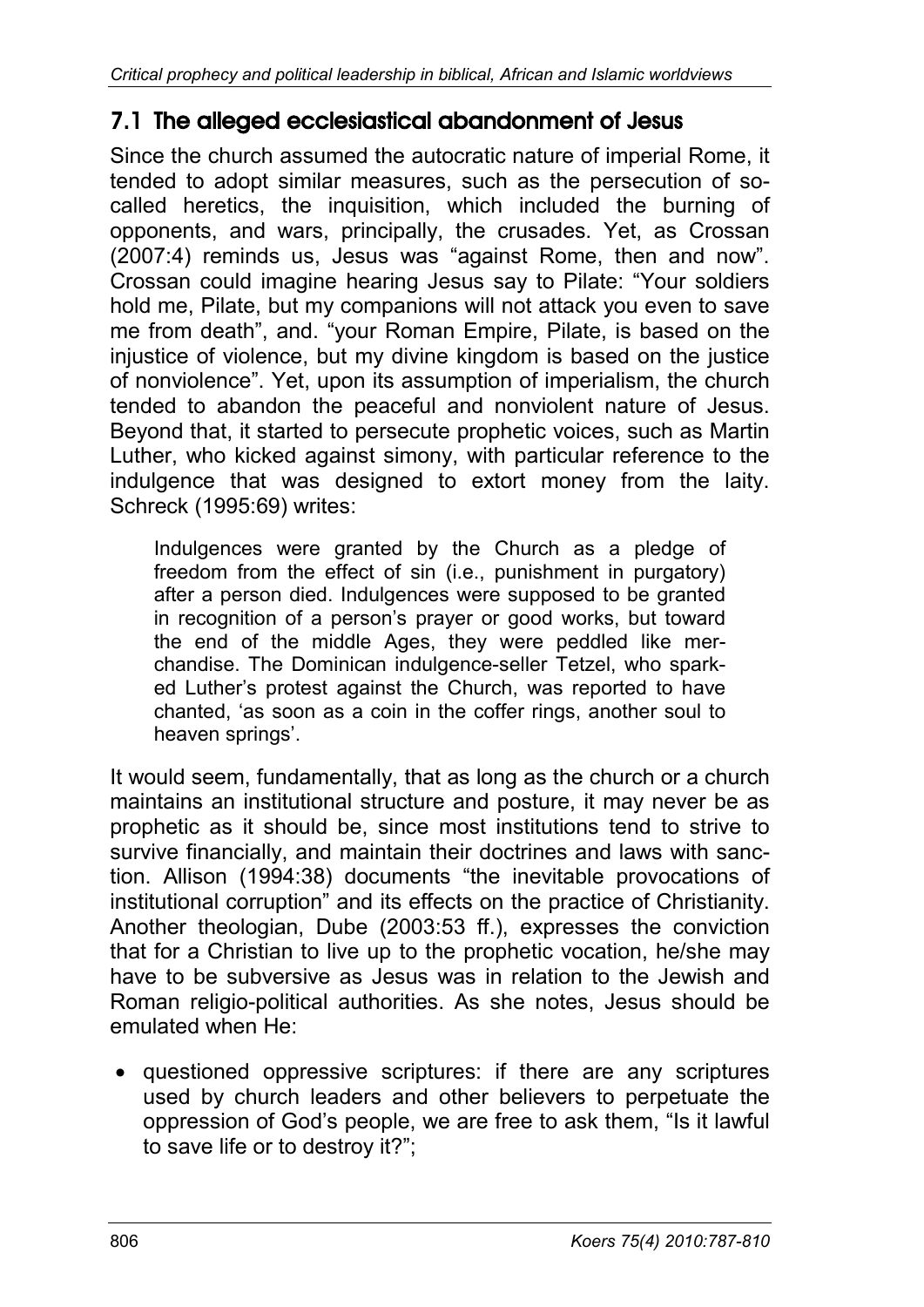## 7.1 The alleged ecclesiastical abandonment of Jesus

Since the church assumed the autocratic nature of imperial Rome, it tended to adopt similar measures, such as the persecution of so-called heretics, the inquisition, which included the burning of opponents, and wars, principally, the crusades. Yet, as Crossan (2007:4) reminds us, Jesus was "against Rome, then and now". Crossan could imagine hearing Jesus say to Pilate: "Your soldiers hold me, Pilate, but my companions will not attack you even to save me from death", and. "your Roman Empire, Pilate, is based on the injustice of violence, but my divine kingdom is based on the justice of nonviolence". Yet, upon its assumption of imperialism, the church tended to abandon the peaceful and nonviolent nature of Jesus. Beyond that, it started to persecute prophetic voices, such as Martin Luther, who kicked against simony, with particular reference to the indulgence that was designed to extort money from the laity. Schreck (1995:69) writes:

> Indulgences were granted by the Church as a pledge of freedom from the effect of sin (i.e., punishment in purgatory) after a person died. Indulgences were supposed to be granted in recognition of a person's prayer or good works, but toward the end of the middle Ages, they were peddled like merchandise. The Dominican indulgence-seller Tetzel, who sparked Luther's protest against the Church, was reported to have chanted, 'as soon as a coin in the coffer rings, another soul to heaven springs'.

It would seem, fundamentally, that as long as the church or a church maintains an institutional structure and posture, it may never be as prophetic as it should be, since most institutions tend to strive to survive financially, and maintain their doctrines and laws with sanction. Allison (1994:38) documents "the inevitable provocations of institutional corruption" and its effects on the practice of Christianity. Another theologian, Dube (2003:53 ff.), expresses the conviction that for a Christian to live up to the prophetic vocation, he/she may have to be subversive as Jesus was in relation to the Jewish and Roman religio-political authorities. As she notes, Jesus should be emulated when He:

- questioned oppressive scriptures: if there are any scriptures used by church leaders and other believers to perpetuate the oppression of God's people, we are free to ask them, "Is it lawful to save life or to destroy it?";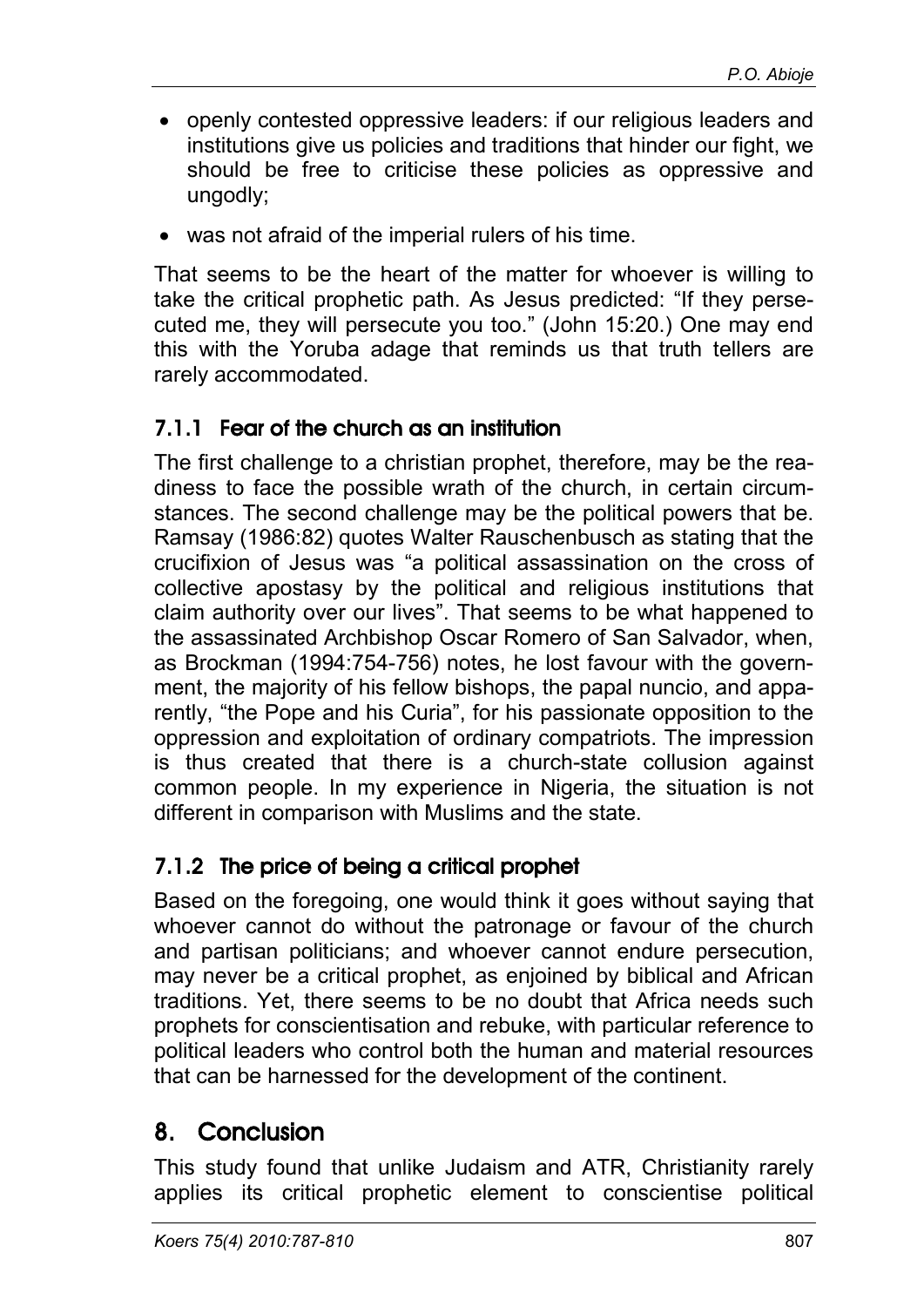- openly contested oppressive leaders: if our religious leaders and institutions give us policies and traditions that hinder our fight, we should be free to criticise these policies as oppressive and ungodly;
- was not afraid of the imperial rulers of his time.

That seems to be the heart of the matter for whoever is willing to take the critical prophetic path. As Jesus predicted: "If they persecuted me, they will persecute you too." (John 15:20.) One may end this with the Yoruba adage that reminds us that truth tellers are rarely accommodated.

### 7.1.1 Fear of the church as an institution

The first challenge to a christian prophet, therefore, may be the readiness to face the possible wrath of the church, in certain circumstances. The second challenge may be the political powers that be. Ramsay (1986:82) quotes Walter Rauschenbusch as stating that the crucifixion of Jesus was "a political assassination on the cross of collective apostasy by the political and religious institutions that claim authority over our lives". That seems to be what happened to the assassinated Archbishop Oscar Romero of San Salvador, when, as Brockman (1994:754-756) notes, he lost favour with the government, the majority of his fellow bishops, the papal nuncio, and apparently, "the Pope and his Curia", for his passionate opposition to the oppression and exploitation of ordinary compatriots. The impression is thus created that there is a church-state collusion against common people. In my experience in Nigeria, the situation is not different in comparison with Muslims and the state.

### 7.1.2 The price of being a critical prophet

Based on the foregoing, one would think it goes without saying that whoever cannot do without the patronage or favour of the church and partisan politicians; and whoever cannot endure persecution, may never be a critical prophet, as enjoined by biblical and African traditions. Yet, there seems to be no doubt that Africa needs such prophets for conscientisation and rebuke, with particular reference to political leaders who control both the human and material resources that can be harnessed for the development of the continent.

## 8. Conclusion

This study found that unlike Judaism and ATR, Christianity rarely applies its critical prophetic element to conscientise political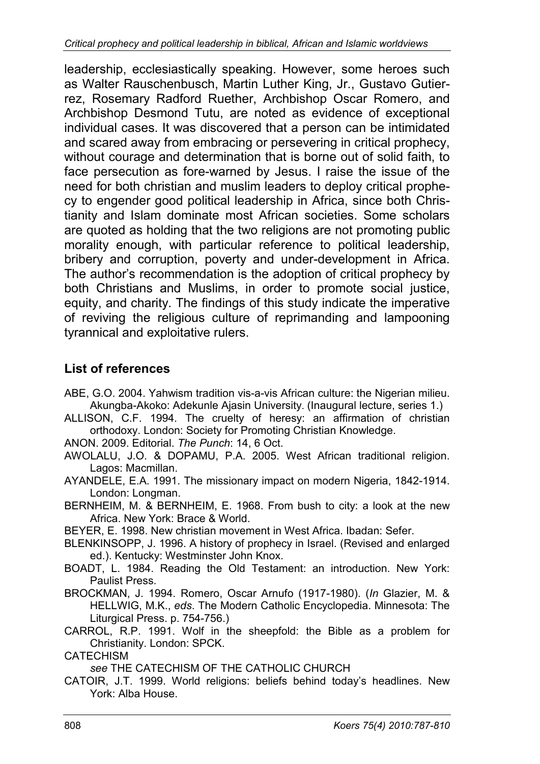leadership, ecclesiastically speaking. However, some heroes such as Walter Rauschenbusch, Martin Luther King, Jr., Gustavo Gutierrez, Rosemary Radford Ruether, Archbishop Oscar Romero, and Archbishop Desmond Tutu, are noted as evidence of exceptional individual cases. It was discovered that a person can be intimidated and scared away from embracing or persevering in critical prophecy, without courage and determination that is borne out of solid faith, to face persecution as fore-warned by Jesus. I raise the issue of the need for both christian and muslim leaders to deploy critical prophecy to engender good political leadership in Africa, since both Christianity and Islam dominate most African societies. Some scholars are quoted as holding that the two religions are not promoting public morality enough, with particular reference to political leadership, bribery and corruption, poverty and under-development in Africa. The author's recommendation is the adoption of critical prophecy by both Christians and Muslims, in order to promote social justice, equity, and charity. The findings of this study indicate the imperative of reviving the religious culture of reprimanding and lampooning tyrannical and exploitative rulers.

## List of references

ABE, G.O. 2004. Yahwism tradition vis-a-vis African culture: the Nigerian milieu. Akungba-Akoko: Adekunle Ajasin University. (Inaugural lecture, series 1.)

ALLISON, C.F. 1994. The cruelty of heresy: an affirmation of christian orthodoxy. London: Society for Promoting Christian Knowledge.

ANON. 2009. Editorial. *The Punch*: 14, 6 Oct.

AWOLALU, J.O. & DOPAMU, P.A. 2005. West African traditional religion. Lagos: Macmillan.

AYANDELE, E.A. 1991. The missionary impact on modern Nigeria, 1842-1914. London: Longman.

BERNHEIM, M. & BERNHEIM, E. 1968. From bush to city: a look at the new Africa. New York: Brace & World.

BEYER, E. 1998. New christian movement in West Africa. Ibadan: Sefer.

BLENKINSOPP, J. 1996. A history of prophecy in Israel. (Revised and enlarged ed.). Kentucky: Westminster John Knox.

BOADT, L. 1984. Reading the Old Testament: an introduction. New York: Paulist Press.

BROCKMAN, J. 1994. Romero, Oscar Arnufo (1917-1980). (*In* Glazier, M. & HELLWIG, M.K., *eds*. The Modern Catholic Encyclopedia. Minnesota: The Liturgical Press. p. 754-756.)

CARROL, R.P. 1991. Wolf in the sheepfold: the Bible as a problem for Christianity. London: SPCK.

CATECHISM
*see* THE CATECHISM OF THE CATHOLIC CHURCH

CATOIR, J.T. 1999. World religions: beliefs behind today's headlines. New York: Alba House.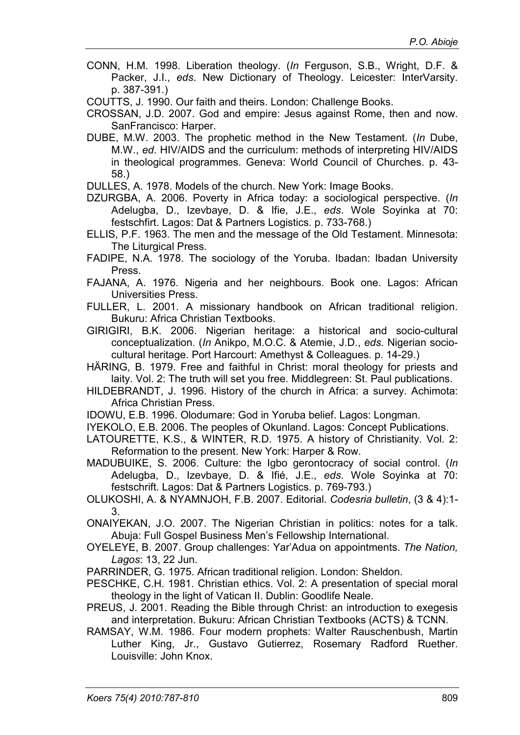CONN, H.M. 1998. Liberation theology. (*In* Ferguson, S.B., Wright, D.F. & Packer, J.I., *eds*. New Dictionary of Theology. Leicester: InterVarsity. p. 387-391.)

COUTTS, J. 1990. Our faith and theirs. London: Challenge Books.

CROSSAN, J.D. 2007. God and empire: Jesus against Rome, then and now. SanFrancisco: Harper.

DUBE, M.W. 2003. The prophetic method in the New Testament. (*In* Dube, M.W., *ed*. HIV/AIDS and the curriculum: methods of interpreting HIV/AIDS in theological programmes. Geneva: World Council of Churches. p. 43-58.)

DULLES, A. 1978. Models of the church. New York: Image Books.

DZURGBA, A. 2006. Poverty in Africa today: a sociological perspective. (*In* Adelugba, D., Izevbaye, D. & Ifie, J.E., *eds*. Wole Soyinka at 70: festschfirt. Lagos: Dat & Partners Logistics. p. 733-768.)

ELLIS, P.F. 1963. The men and the message of the Old Testament. Minnesota: The Liturgical Press.

FADIPE, N.A. 1978. The sociology of the Yoruba. Ibadan: Ibadan University Press.

FAJANA, A. 1976. Nigeria and her neighbours. Book one. Lagos: African Universities Press.

FULLER, L. 2001. A missionary handbook on African traditional religion. Bukuru: Africa Christian Textbooks.

GIRIGIRI, B.K. 2006. Nigerian heritage: a historical and socio-cultural conceptualization. (*In* Anikpo, M.O.C. & Atemie, J.D., *eds*. Nigerian socio-cultural heritage. Port Harcourt: Amethyst & Colleagues. p. 14-29.)

HÄRING, B. 1979. Free and faithful in Christ: moral theology for priests and laity. Vol. 2: The truth will set you free. Middlegreen: St. Paul publications.

HILDEBRANDT, J. 1996. History of the church in Africa: a survey. Achimota: Africa Christian Press.

IDOWU, E.B. 1996. Olodumare: God in Yoruba belief. Lagos: Longman.

IYEKOLO, E.B. 2006. The peoples of Okunland. Lagos: Concept Publications.

LATOURETTE, K.S., & WINTER, R.D. 1975. A history of Christianity. Vol. 2: Reformation to the present. New York: Harper & Row.

MADUBUIKE, S. 2006. Culture: the Igbo gerontocracy of social control. (*In* Adelugba, D., Izevbaye, D. & Ifié, J.E., *eds*. Wole Soyinka at 70: festschrift. Lagos: Dat & Partners Logistics. p. 769-793.)

OLUKOSHI, A. & NYAMNJOH, F.B. 2007. Editorial. *Codesria bulletin*, (3 & 4):1-3.

ONAIYEKAN, J.O. 2007. The Nigerian Christian in politics: notes for a talk. Abuja: Full Gospel Business Men's Fellowship International.

OYELEYE, B. 2007. Group challenges: Yar'Adua on appointments. *The Nation, Lagos*: 13, 22 Jun.

PARRINDER, G. 1975. African traditional religion. London: Sheldon.

PESCHKE, C.H. 1981. Christian ethics. Vol. 2: A presentation of special moral theology in the light of Vatican II. Dublin: Goodlife Neale.

PREUS, J. 2001. Reading the Bible through Christ: an introduction to exegesis and interpretation. Bukuru: African Christian Textbooks (ACTS) & TCNN.

RAMSAY, W.M. 1986. Four modern prophets: Walter Rauschenbush, Martin Luther King, Jr., Gustavo Gutierrez, Rosemary Radford Ruether. Louisville: John Knox.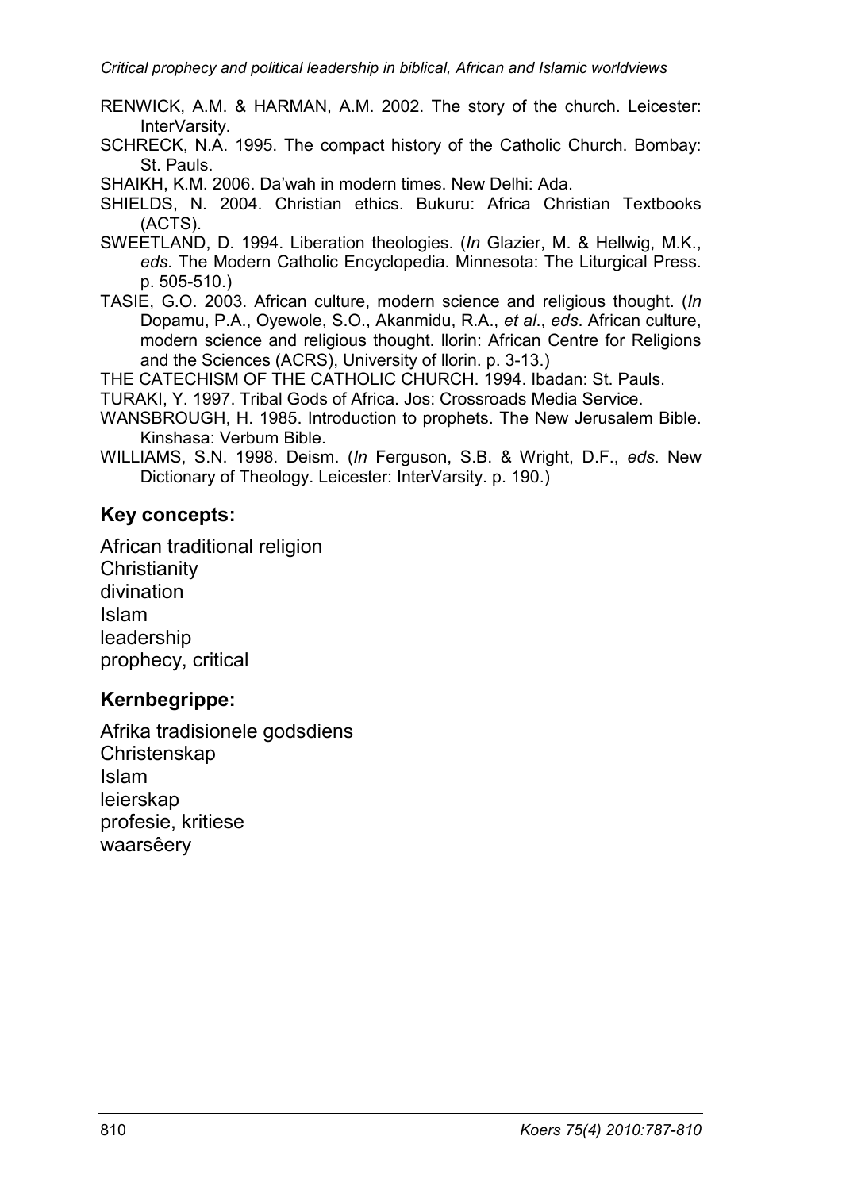RENWICK, A.M. & HARMAN, A.M. 2002. The story of the church. Leicester: InterVarsity.

SCHRECK, N.A. 1995. The compact history of the Catholic Church. Bombay: St. Pauls.

SHAIKH, K.M. 2006. Da'wah in modern times. New Delhi: Ada.

SHIELDS, N. 2004. Christian ethics. Bukuru: Africa Christian Textbooks (ACTS).

SWEETLAND, D. 1994. Liberation theologies. (*In* Glazier, M. & Hellwig, M.K., *eds*. The Modern Catholic Encyclopedia. Minnesota: The Liturgical Press. p. 505-510.)

TASIE, G.O. 2003. African culture, modern science and religious thought. (*In* Dopamu, P.A., Oyewole, S.O., Akanmidu, R.A., *et al*., *eds*. African culture, modern science and religious thought. Ilorin: African Centre for Religions and the Sciences (ACRS), University of Ilorin. p. 3-13.)

THE CATECHISM OF THE CATHOLIC CHURCH. 1994. Ibadan: St. Pauls.

TURAKI, Y. 1997. Tribal Gods of Africa. Jos: Crossroads Media Service.

WANSBROUGH, H. 1985. Introduction to prophets. The New Jerusalem Bible. Kinshasa: Verbum Bible.

WILLIAMS, S.N. 1998. Deism. (*In* Ferguson, S.B. & Wright, D.F., *eds*. New Dictionary of Theology. Leicester: InterVarsity. p. 190.)

## Key concepts:

African traditional religion
Christianity
divination
Islam
leadership
prophecy, critical

## Kernbegrippe:

Afrika tradisionele godsdiens
Christenskap
Islam
leierskap
profesie, kritiese
waarsêery